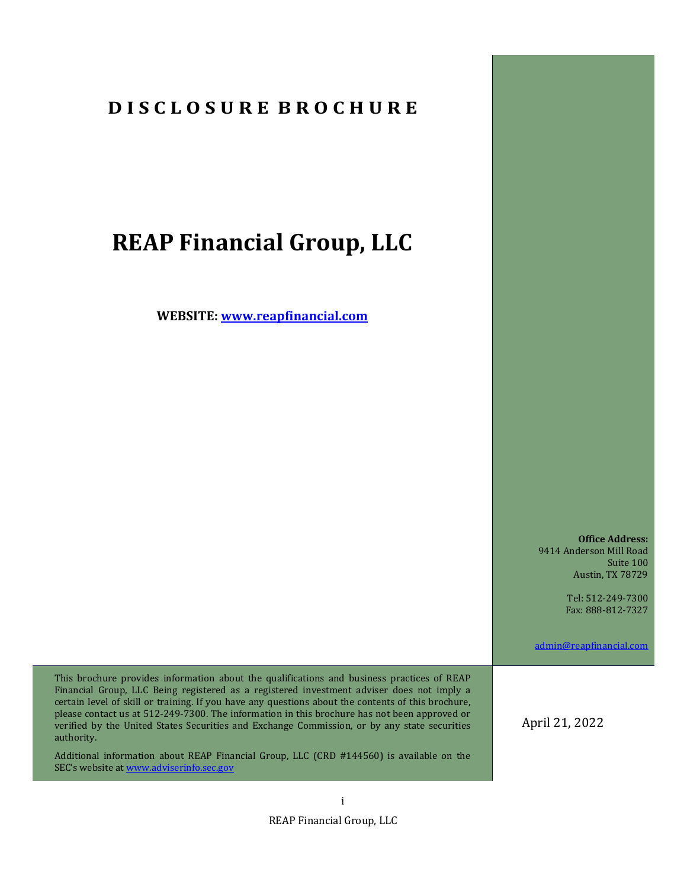# DISCLOSURE BROCHURE

# REAP Financial Group, LLC

**WEBSITE: www.reapfinancial.com**

**Office Address:**
9414 Anderson Mill Road
Suite 100
Austin, TX 78729

Tel: 512-249-7300
Fax: 888-812-7327

admin@reapfinancial.com

This brochure provides information about the qualifications and business practices of REAP Financial Group, LLC Being registered as a registered investment adviser does not imply a certain level of skill or training. If you have any questions about the contents of this brochure, please contact us at 512-249-7300. The information in this brochure has not been approved or verified by the United States Securities and Exchange Commission, or by any state securities authority.

Additional information about REAP Financial Group, LLC (CRD #144560) is available on the SEC's website at www.adviserinfo.sec.gov

April 21, 2022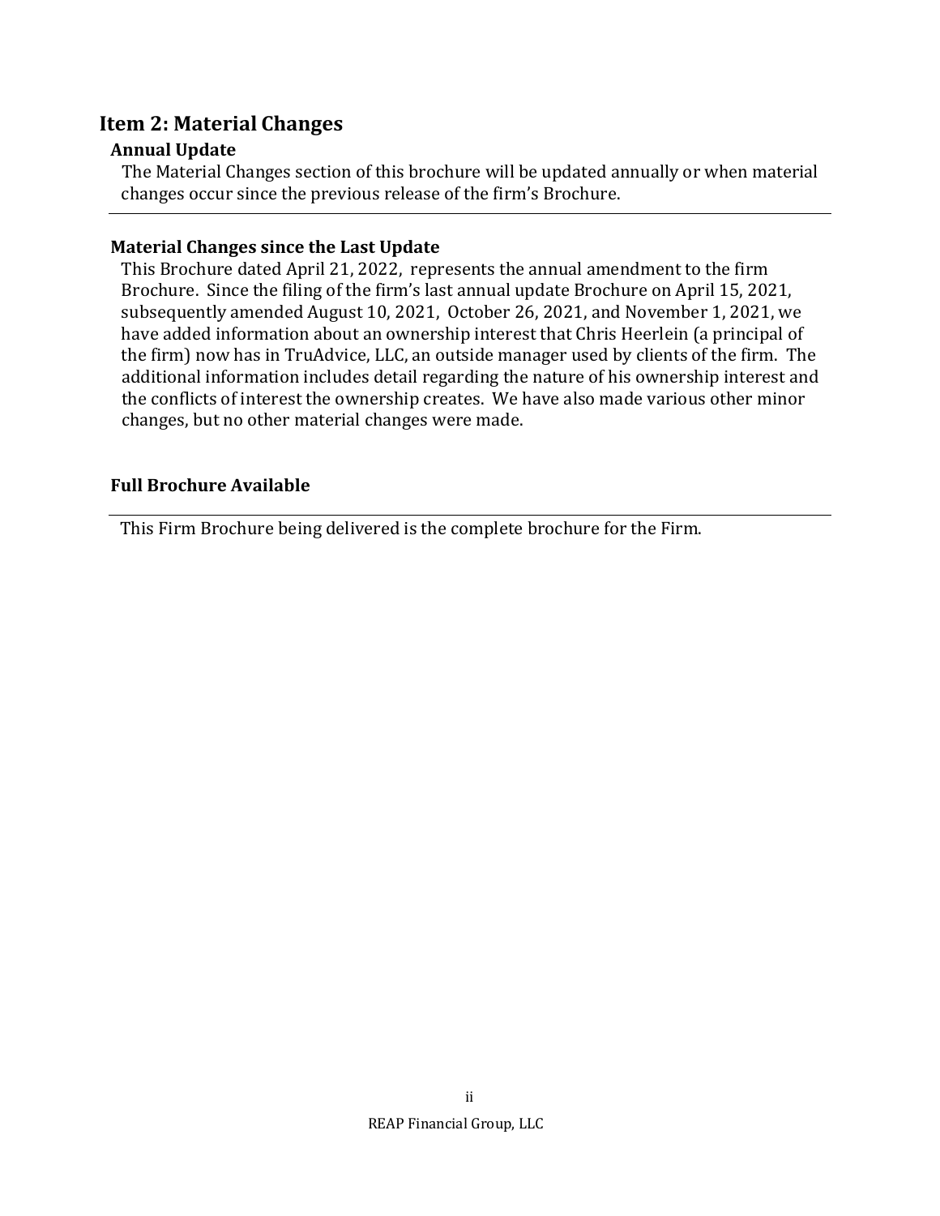## Item 2: Material Changes

### Annual Update

The Material Changes section of this brochure will be updated annually or when material changes occur since the previous release of the firm's Brochure.

### Material Changes since the Last Update

This Brochure dated April 21, 2022, represents the annual amendment to the firm Brochure. Since the filing of the firm's last annual update Brochure on April 15, 2021, subsequently amended August 10, 2021, October 26, 2021, and November 1, 2021, we have added information about an ownership interest that Chris Heerlein (a principal of the firm) now has in TruAdvice, LLC, an outside manager used by clients of the firm. The additional information includes detail regarding the nature of his ownership interest and the conflicts of interest the ownership creates. We have also made various other minor changes, but no other material changes were made.

### Full Brochure Available

This Firm Brochure being delivered is the complete brochure for the Firm.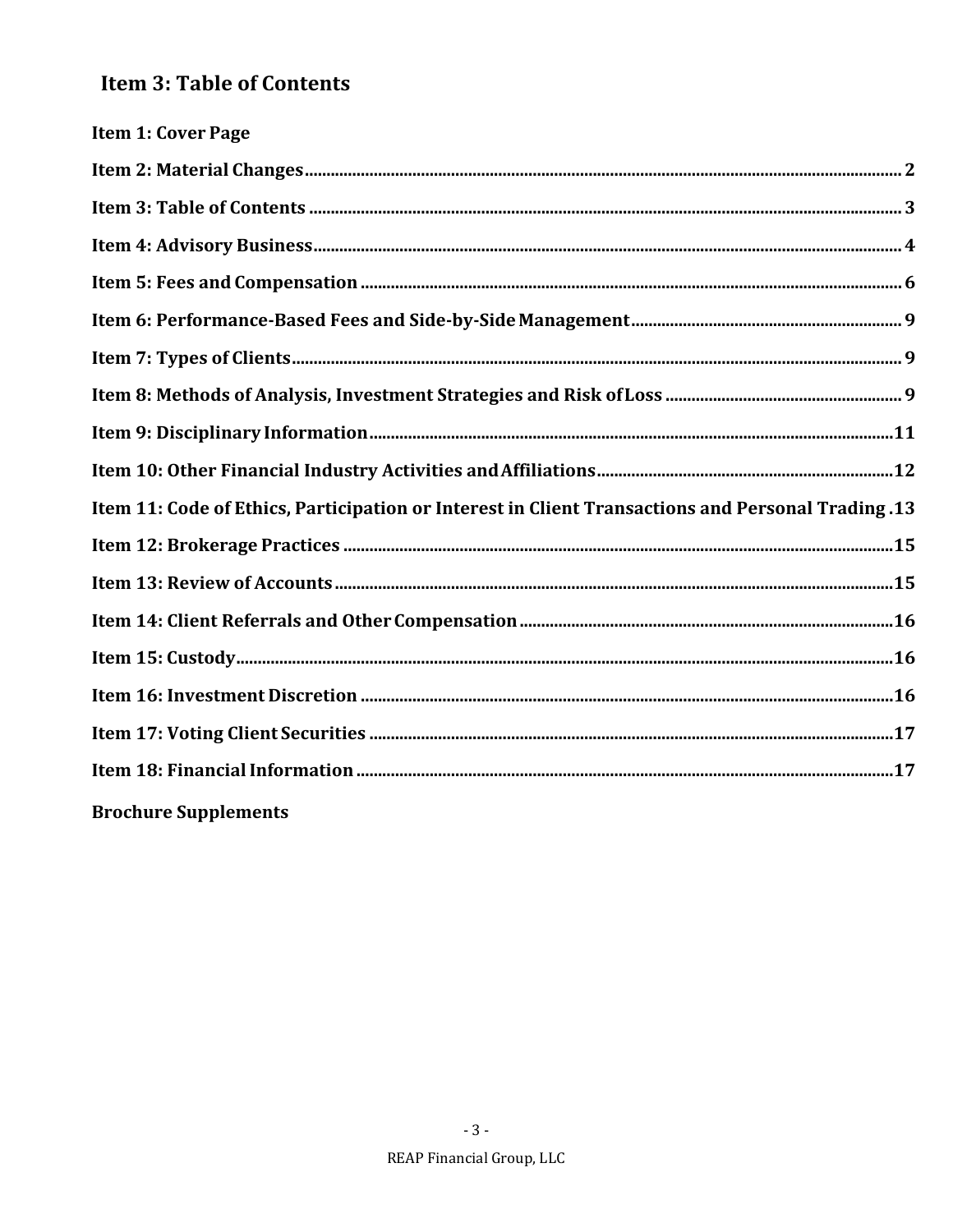## Item 3: Table of Contents

| Item | Page |
|---|---|
| **Item 1: Cover Page** | |
| **Item 2: Material Changes** | **2** |
| **Item 3: Table of Contents** | **3** |
| **Item 4: Advisory Business** | **4** |
| **Item 5: Fees and Compensation** | **6** |
| **Item 6: Performance-Based Fees and Side-by-Side Management** | **9** |
| **Item 7: Types of Clients** | **9** |
| **Item 8: Methods of Analysis, Investment Strategies and Risk of Loss** | **9** |
| **Item 9: Disciplinary Information** | **11** |
| **Item 10: Other Financial Industry Activities and Affiliations** | **12** |
| **Item 11: Code of Ethics, Participation or Interest in Client Transactions and Personal Trading** | **13** |
| **Item 12: Brokerage Practices** | **15** |
| **Item 13: Review of Accounts** | **15** |
| **Item 14: Client Referrals and Other Compensation** | **16** |
| **Item 15: Custody** | **16** |
| **Item 16: Investment Discretion** | **16** |
| **Item 17: Voting Client Securities** | **17** |
| **Item 18: Financial Information** | **17** |
| **Brochure Supplements** | |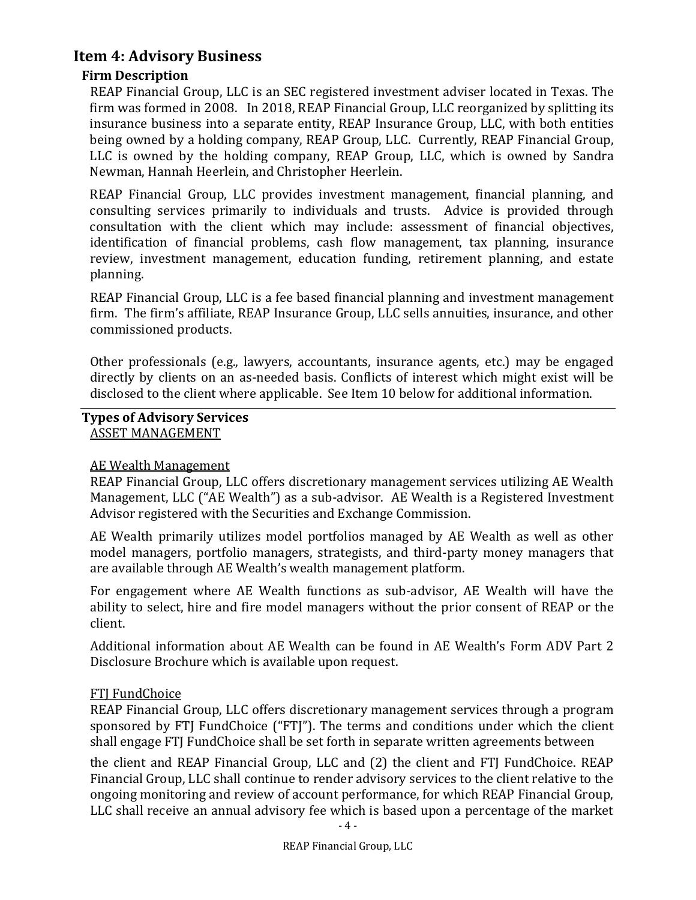## Item 4: Advisory Business

### Firm Description

REAP Financial Group, LLC is an SEC registered investment adviser located in Texas. The firm was formed in 2008. In 2018, REAP Financial Group, LLC reorganized by splitting its insurance business into a separate entity, REAP Insurance Group, LLC, with both entities being owned by a holding company, REAP Group, LLC. Currently, REAP Financial Group, LLC is owned by the holding company, REAP Group, LLC, which is owned by Sandra Newman, Hannah Heerlein, and Christopher Heerlein.

REAP Financial Group, LLC provides investment management, financial planning, and consulting services primarily to individuals and trusts. Advice is provided through consultation with the client which may include: assessment of financial objectives, identification of financial problems, cash flow management, tax planning, insurance review, investment management, education funding, retirement planning, and estate planning.

REAP Financial Group, LLC is a fee based financial planning and investment management firm. The firm's affiliate, REAP Insurance Group, LLC sells annuities, insurance, and other commissioned products.

Other professionals (e.g., lawyers, accountants, insurance agents, etc.) may be engaged directly by clients on an as-needed basis. Conflicts of interest which might exist will be disclosed to the client where applicable. See Item 10 below for additional information.

### Types of Advisory Services

ASSET MANAGEMENT

AE Wealth Management

REAP Financial Group, LLC offers discretionary management services utilizing AE Wealth Management, LLC ("AE Wealth") as a sub-advisor. AE Wealth is a Registered Investment Advisor registered with the Securities and Exchange Commission.

AE Wealth primarily utilizes model portfolios managed by AE Wealth as well as other model managers, portfolio managers, strategists, and third-party money managers that are available through AE Wealth's wealth management platform.

For engagement where AE Wealth functions as sub-advisor, AE Wealth will have the ability to select, hire and fire model managers without the prior consent of REAP or the client.

Additional information about AE Wealth can be found in AE Wealth's Form ADV Part 2 Disclosure Brochure which is available upon request.

FTJ FundChoice

REAP Financial Group, LLC offers discretionary management services through a program sponsored by FTJ FundChoice ("FTJ"). The terms and conditions under which the client shall engage FTJ FundChoice shall be set forth in separate written agreements between

the client and REAP Financial Group, LLC and (2) the client and FTJ FundChoice. REAP Financial Group, LLC shall continue to render advisory services to the client relative to the ongoing monitoring and review of account performance, for which REAP Financial Group, LLC shall receive an annual advisory fee which is based upon a percentage of the market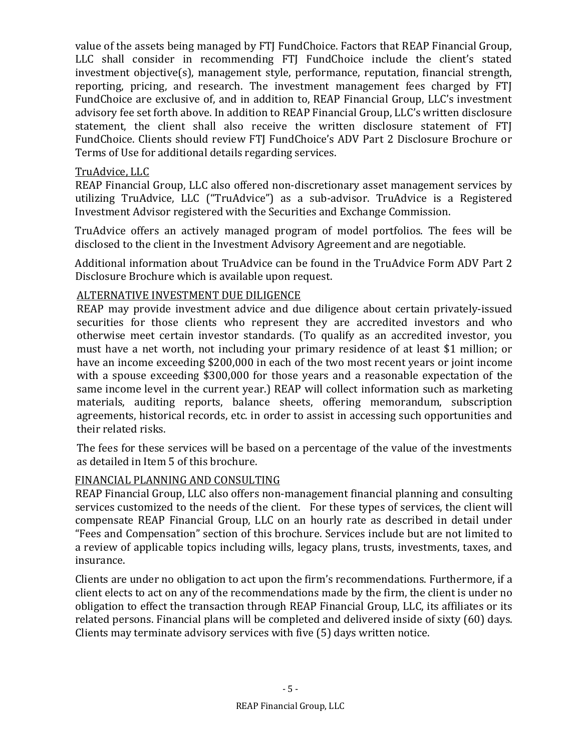value of the assets being managed by FTJ FundChoice. Factors that REAP Financial Group, LLC shall consider in recommending FTJ FundChoice include the client's stated investment objective(s), management style, performance, reputation, financial strength, reporting, pricing, and research. The investment management fees charged by FTJ FundChoice are exclusive of, and in addition to, REAP Financial Group, LLC's investment advisory fee set forth above. In addition to REAP Financial Group, LLC's written disclosure statement, the client shall also receive the written disclosure statement of FTJ FundChoice. Clients should review FTJ FundChoice's ADV Part 2 Disclosure Brochure or Terms of Use for additional details regarding services.

TruAdvice, LLC

REAP Financial Group, LLC also offered non-discretionary asset management services by utilizing TruAdvice, LLC ("TruAdvice") as a sub-advisor. TruAdvice is a Registered Investment Advisor registered with the Securities and Exchange Commission.

TruAdvice offers an actively managed program of model portfolios. The fees will be disclosed to the client in the Investment Advisory Agreement and are negotiable.

Additional information about TruAdvice can be found in the TruAdvice Form ADV Part 2 Disclosure Brochure which is available upon request.

ALTERNATIVE INVESTMENT DUE DILIGENCE

REAP may provide investment advice and due diligence about certain privately-issued securities for those clients who represent they are accredited investors and who otherwise meet certain investor standards. (To qualify as an accredited investor, you must have a net worth, not including your primary residence of at least $1 million; or have an income exceeding $200,000 in each of the two most recent years or joint income with a spouse exceeding $300,000 for those years and a reasonable expectation of the same income level in the current year.) REAP will collect information such as marketing materials, auditing reports, balance sheets, offering memorandum, subscription agreements, historical records, etc. in order to assist in accessing such opportunities and their related risks.

The fees for these services will be based on a percentage of the value of the investments as detailed in Item 5 of this brochure.

FINANCIAL PLANNING AND CONSULTING

REAP Financial Group, LLC also offers non-management financial planning and consulting services customized to the needs of the client. For these types of services, the client will compensate REAP Financial Group, LLC on an hourly rate as described in detail under "Fees and Compensation" section of this brochure. Services include but are not limited to a review of applicable topics including wills, legacy plans, trusts, investments, taxes, and insurance.

Clients are under no obligation to act upon the firm's recommendations. Furthermore, if a client elects to act on any of the recommendations made by the firm, the client is under no obligation to effect the transaction through REAP Financial Group, LLC, its affiliates or its related persons. Financial plans will be completed and delivered inside of sixty (60) days. Clients may terminate advisory services with five (5) days written notice.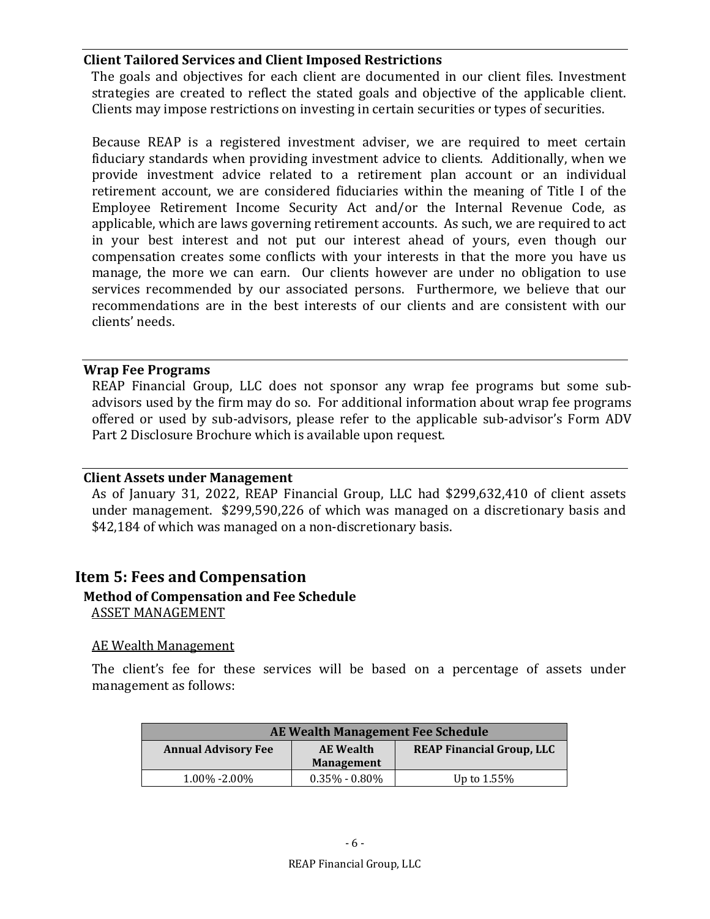### Client Tailored Services and Client Imposed Restrictions

The goals and objectives for each client are documented in our client files. Investment strategies are created to reflect the stated goals and objective of the applicable client. Clients may impose restrictions on investing in certain securities or types of securities.

Because REAP is a registered investment adviser, we are required to meet certain fiduciary standards when providing investment advice to clients. Additionally, when we provide investment advice related to a retirement plan account or an individual retirement account, we are considered fiduciaries within the meaning of Title I of the Employee Retirement Income Security Act and/or the Internal Revenue Code, as applicable, which are laws governing retirement accounts. As such, we are required to act in your best interest and not put our interest ahead of yours, even though our compensation creates some conflicts with your interests in that the more you have us manage, the more we can earn. Our clients however are under no obligation to use services recommended by our associated persons. Furthermore, we believe that our recommendations are in the best interests of our clients and are consistent with our clients' needs.

### Wrap Fee Programs

REAP Financial Group, LLC does not sponsor any wrap fee programs but some sub-advisors used by the firm may do so. For additional information about wrap fee programs offered or used by sub-advisors, please refer to the applicable sub-advisor's Form ADV Part 2 Disclosure Brochure which is available upon request.

### Client Assets under Management

As of January 31, 2022, REAP Financial Group, LLC had $299,632,410 of client assets under management. $299,590,226 of which was managed on a discretionary basis and $42,184 of which was managed on a non-discretionary basis.

## Item 5: Fees and Compensation

### Method of Compensation and Fee Schedule

ASSET MANAGEMENT

AE Wealth Management

The client's fee for these services will be based on a percentage of assets under management as follows:

| AE Wealth Management Fee Schedule | | |
|---|---|---|
| **Annual Advisory Fee** | **AE Wealth Management** | **REAP Financial Group, LLC** |
| 1.00% -2.00% | 0.35% - 0.80% | Up to 1.55% |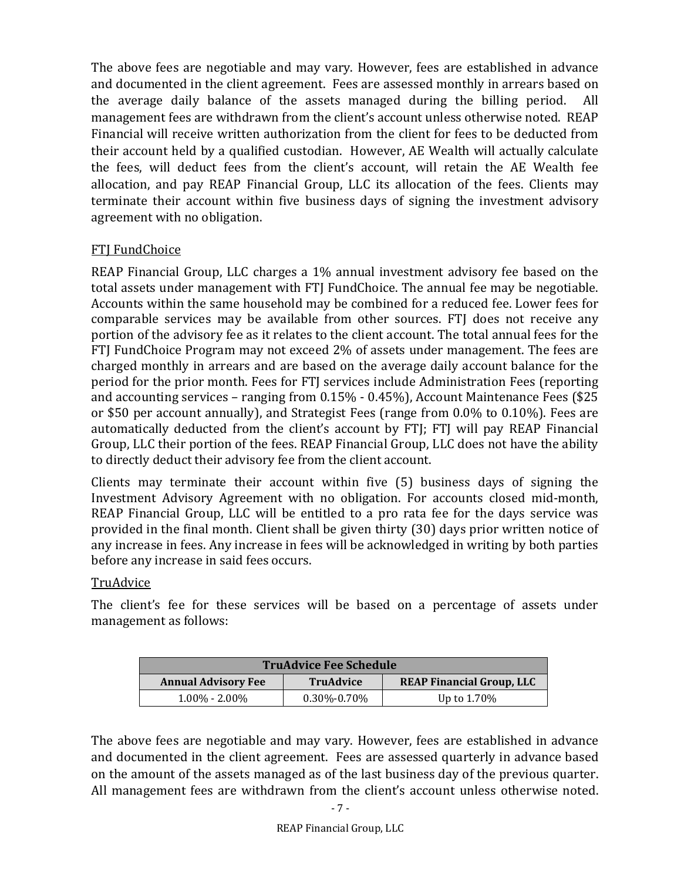The above fees are negotiable and may vary. However, fees are established in advance and documented in the client agreement. Fees are assessed monthly in arrears based on the average daily balance of the assets managed during the billing period. All management fees are withdrawn from the client's account unless otherwise noted. REAP Financial will receive written authorization from the client for fees to be deducted from their account held by a qualified custodian. However, AE Wealth will actually calculate the fees, will deduct fees from the client's account, will retain the AE Wealth fee allocation, and pay REAP Financial Group, LLC its allocation of the fees. Clients may terminate their account within five business days of signing the investment advisory agreement with no obligation.

### FTJ FundChoice

REAP Financial Group, LLC charges a 1% annual investment advisory fee based on the total assets under management with FTJ FundChoice. The annual fee may be negotiable. Accounts within the same household may be combined for a reduced fee. Lower fees for comparable services may be available from other sources. FTJ does not receive any portion of the advisory fee as it relates to the client account. The total annual fees for the FTJ FundChoice Program may not exceed 2% of assets under management. The fees are charged monthly in arrears and are based on the average daily account balance for the period for the prior month. Fees for FTJ services include Administration Fees (reporting and accounting services – ranging from 0.15% - 0.45%), Account Maintenance Fees ($25 or $50 per account annually), and Strategist Fees (range from 0.0% to 0.10%). Fees are automatically deducted from the client's account by FTJ; FTJ will pay REAP Financial Group, LLC their portion of the fees. REAP Financial Group, LLC does not have the ability to directly deduct their advisory fee from the client account.

Clients may terminate their account within five (5) business days of signing the Investment Advisory Agreement with no obligation. For accounts closed mid-month, REAP Financial Group, LLC will be entitled to a pro rata fee for the days service was provided in the final month. Client shall be given thirty (30) days prior written notice of any increase in fees. Any increase in fees will be acknowledged in writing by both parties before any increase in said fees occurs.

### TruAdvice

The client's fee for these services will be based on a percentage of assets under management as follows:

| TruAdvice Fee Schedule | | |
|---|---|---|
| **Annual Advisory Fee** | **TruAdvice** | **REAP Financial Group, LLC** |
| 1.00% - 2.00% | 0.30%-0.70% | Up to 1.70% |

The above fees are negotiable and may vary. However, fees are established in advance and documented in the client agreement. Fees are assessed quarterly in advance based on the amount of the assets managed as of the last business day of the previous quarter. All management fees are withdrawn from the client's account unless otherwise noted.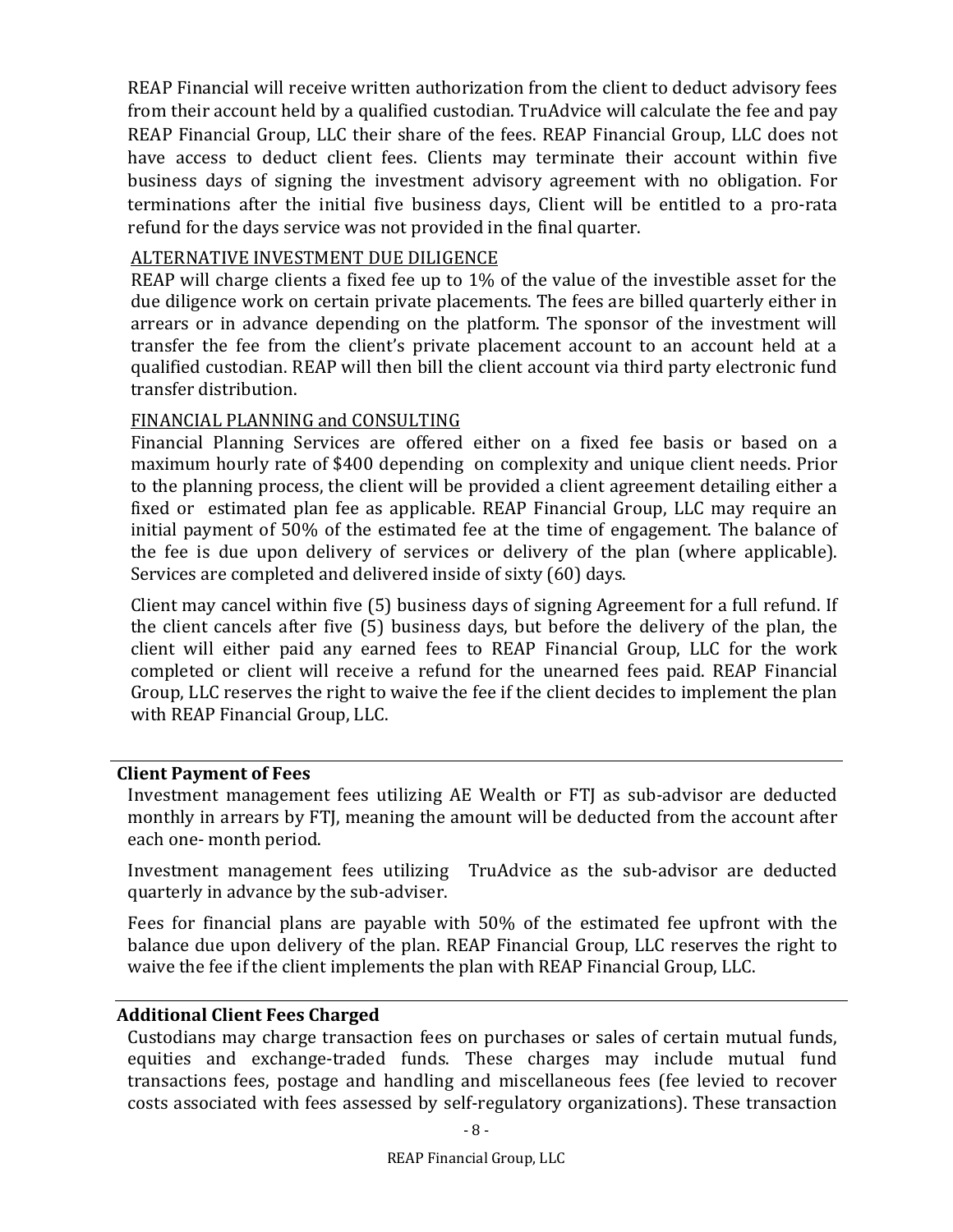REAP Financial will receive written authorization from the client to deduct advisory fees from their account held by a qualified custodian. TruAdvice will calculate the fee and pay REAP Financial Group, LLC their share of the fees. REAP Financial Group, LLC does not have access to deduct client fees. Clients may terminate their account within five business days of signing the investment advisory agreement with no obligation. For terminations after the initial five business days, Client will be entitled to a pro-rata refund for the days service was not provided in the final quarter.

ALTERNATIVE INVESTMENT DUE DILIGENCE

REAP will charge clients a fixed fee up to 1% of the value of the investible asset for the due diligence work on certain private placements. The fees are billed quarterly either in arrears or in advance depending on the platform. The sponsor of the investment will transfer the fee from the client's private placement account to an account held at a qualified custodian. REAP will then bill the client account via third party electronic fund transfer distribution.

FINANCIAL PLANNING and CONSULTING

Financial Planning Services are offered either on a fixed fee basis or based on a maximum hourly rate of $400 depending on complexity and unique client needs. Prior to the planning process, the client will be provided a client agreement detailing either a fixed or estimated plan fee as applicable. REAP Financial Group, LLC may require an initial payment of 50% of the estimated fee at the time of engagement. The balance of the fee is due upon delivery of services or delivery of the plan (where applicable). Services are completed and delivered inside of sixty (60) days.

Client may cancel within five (5) business days of signing Agreement for a full refund. If the client cancels after five (5) business days, but before the delivery of the plan, the client will either paid any earned fees to REAP Financial Group, LLC for the work completed or client will receive a refund for the unearned fees paid. REAP Financial Group, LLC reserves the right to waive the fee if the client decides to implement the plan with REAP Financial Group, LLC.

**Client Payment of Fees**

Investment management fees utilizing AE Wealth or FTJ as sub-advisor are deducted monthly in arrears by FTJ, meaning the amount will be deducted from the account after each one- month period.

Investment management fees utilizing TruAdvice as the sub-advisor are deducted quarterly in advance by the sub-adviser.

Fees for financial plans are payable with 50% of the estimated fee upfront with the balance due upon delivery of the plan. REAP Financial Group, LLC reserves the right to waive the fee if the client implements the plan with REAP Financial Group, LLC.

**Additional Client Fees Charged**

Custodians may charge transaction fees on purchases or sales of certain mutual funds, equities and exchange-traded funds. These charges may include mutual fund transactions fees, postage and handling and miscellaneous fees (fee levied to recover costs associated with fees assessed by self-regulatory organizations). These transaction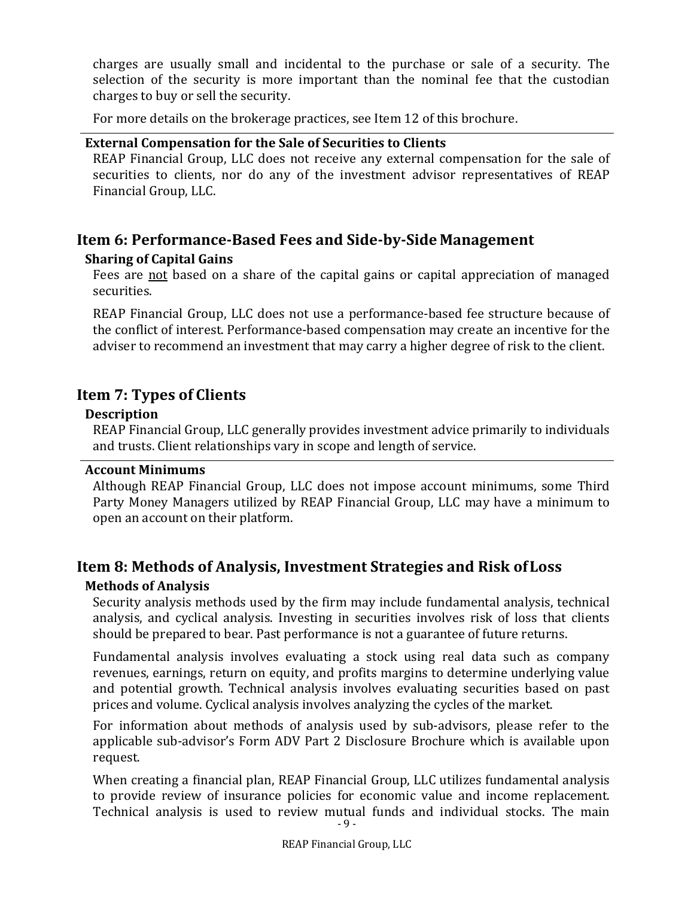charges are usually small and incidental to the purchase or sale of a security. The selection of the security is more important than the nominal fee that the custodian charges to buy or sell the security.

For more details on the brokerage practices, see Item 12 of this brochure.

### External Compensation for the Sale of Securities to Clients

REAP Financial Group, LLC does not receive any external compensation for the sale of securities to clients, nor do any of the investment advisor representatives of REAP Financial Group, LLC.

## Item 6: Performance-Based Fees and Side-by-Side Management

### Sharing of Capital Gains

Fees are not based on a share of the capital gains or capital appreciation of managed securities.

REAP Financial Group, LLC does not use a performance-based fee structure because of the conflict of interest. Performance-based compensation may create an incentive for the adviser to recommend an investment that may carry a higher degree of risk to the client.

## Item 7: Types of Clients

### Description

REAP Financial Group, LLC generally provides investment advice primarily to individuals and trusts. Client relationships vary in scope and length of service.

### Account Minimums

Although REAP Financial Group, LLC does not impose account minimums, some Third Party Money Managers utilized by REAP Financial Group, LLC may have a minimum to open an account on their platform.

## Item 8: Methods of Analysis, Investment Strategies and Risk of Loss

### Methods of Analysis

Security analysis methods used by the firm may include fundamental analysis, technical analysis, and cyclical analysis. Investing in securities involves risk of loss that clients should be prepared to bear. Past performance is not a guarantee of future returns.

Fundamental analysis involves evaluating a stock using real data such as company revenues, earnings, return on equity, and profits margins to determine underlying value and potential growth. Technical analysis involves evaluating securities based on past prices and volume. Cyclical analysis involves analyzing the cycles of the market.

For information about methods of analysis used by sub-advisors, please refer to the applicable sub-advisor's Form ADV Part 2 Disclosure Brochure which is available upon request.

When creating a financial plan, REAP Financial Group, LLC utilizes fundamental analysis to provide review of insurance policies for economic value and income replacement. Technical analysis is used to review mutual funds and individual stocks. The main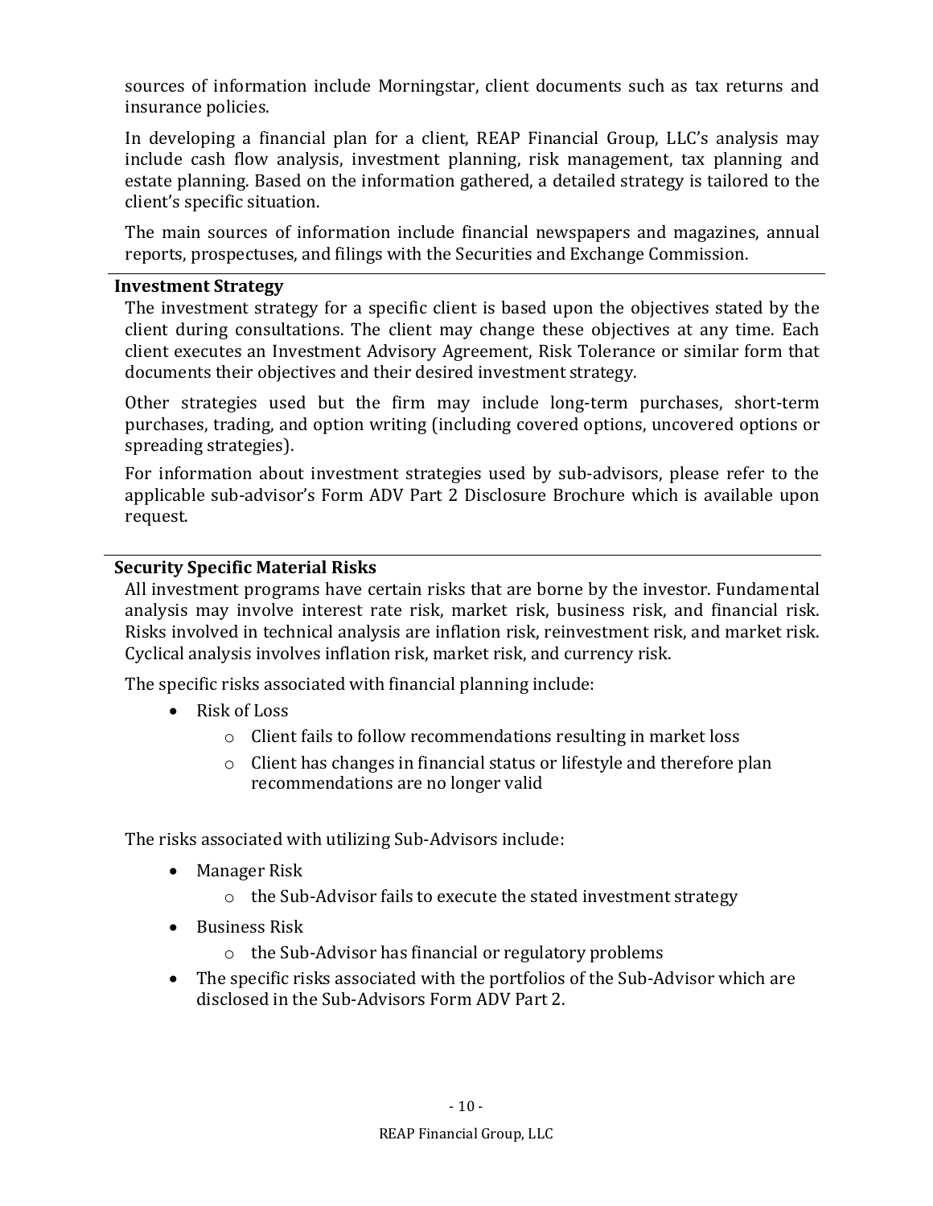sources of information include Morningstar, client documents such as tax returns and insurance policies.

In developing a financial plan for a client, REAP Financial Group, LLC's analysis may include cash flow analysis, investment planning, risk management, tax planning and estate planning. Based on the information gathered, a detailed strategy is tailored to the client's specific situation.

The main sources of information include financial newspapers and magazines, annual reports, prospectuses, and filings with the Securities and Exchange Commission.

## Investment Strategy

The investment strategy for a specific client is based upon the objectives stated by the client during consultations. The client may change these objectives at any time. Each client executes an Investment Advisory Agreement, Risk Tolerance or similar form that documents their objectives and their desired investment strategy.

Other strategies used but the firm may include long-term purchases, short-term purchases, trading, and option writing (including covered options, uncovered options or spreading strategies).

For information about investment strategies used by sub-advisors, please refer to the applicable sub-advisor's Form ADV Part 2 Disclosure Brochure which is available upon request.

## Security Specific Material Risks

All investment programs have certain risks that are borne by the investor. Fundamental analysis may involve interest rate risk, market risk, business risk, and financial risk. Risks involved in technical analysis are inflation risk, reinvestment risk, and market risk. Cyclical analysis involves inflation risk, market risk, and currency risk.

The specific risks associated with financial planning include:

- Risk of Loss
  - Client fails to follow recommendations resulting in market loss
  - Client has changes in financial status or lifestyle and therefore plan recommendations are no longer valid

The risks associated with utilizing Sub-Advisors include:

- Manager Risk
  - the Sub-Advisor fails to execute the stated investment strategy
- Business Risk
  - the Sub-Advisor has financial or regulatory problems
- The specific risks associated with the portfolios of the Sub-Advisor which are disclosed in the Sub-Advisors Form ADV Part 2.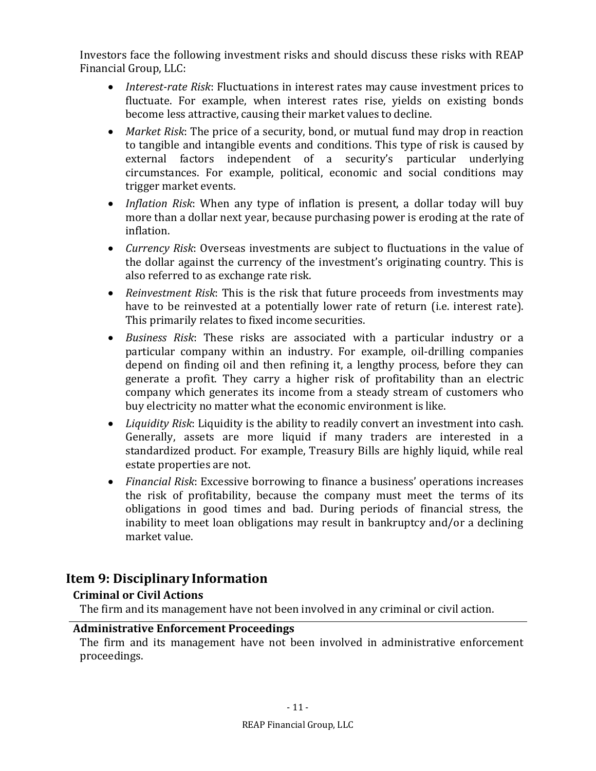Investors face the following investment risks and should discuss these risks with REAP Financial Group, LLC:

- *Interest-rate Risk*: Fluctuations in interest rates may cause investment prices to fluctuate. For example, when interest rates rise, yields on existing bonds become less attractive, causing their market values to decline.
- *Market Risk*: The price of a security, bond, or mutual fund may drop in reaction to tangible and intangible events and conditions. This type of risk is caused by external factors independent of a security's particular underlying circumstances. For example, political, economic and social conditions may trigger market events.
- *Inflation Risk*: When any type of inflation is present, a dollar today will buy more than a dollar next year, because purchasing power is eroding at the rate of inflation.
- *Currency Risk*: Overseas investments are subject to fluctuations in the value of the dollar against the currency of the investment's originating country. This is also referred to as exchange rate risk.
- *Reinvestment Risk*: This is the risk that future proceeds from investments may have to be reinvested at a potentially lower rate of return (i.e. interest rate). This primarily relates to fixed income securities.
- *Business Risk*: These risks are associated with a particular industry or a particular company within an industry. For example, oil-drilling companies depend on finding oil and then refining it, a lengthy process, before they can generate a profit. They carry a higher risk of profitability than an electric company which generates its income from a steady stream of customers who buy electricity no matter what the economic environment is like.
- *Liquidity Risk*: Liquidity is the ability to readily convert an investment into cash. Generally, assets are more liquid if many traders are interested in a standardized product. For example, Treasury Bills are highly liquid, while real estate properties are not.
- *Financial Risk*: Excessive borrowing to finance a business' operations increases the risk of profitability, because the company must meet the terms of its obligations in good times and bad. During periods of financial stress, the inability to meet loan obligations may result in bankruptcy and/or a declining market value.

## Item 9: Disciplinary Information

### Criminal or Civil Actions

The firm and its management have not been involved in any criminal or civil action.

### Administrative Enforcement Proceedings

The firm and its management have not been involved in administrative enforcement proceedings.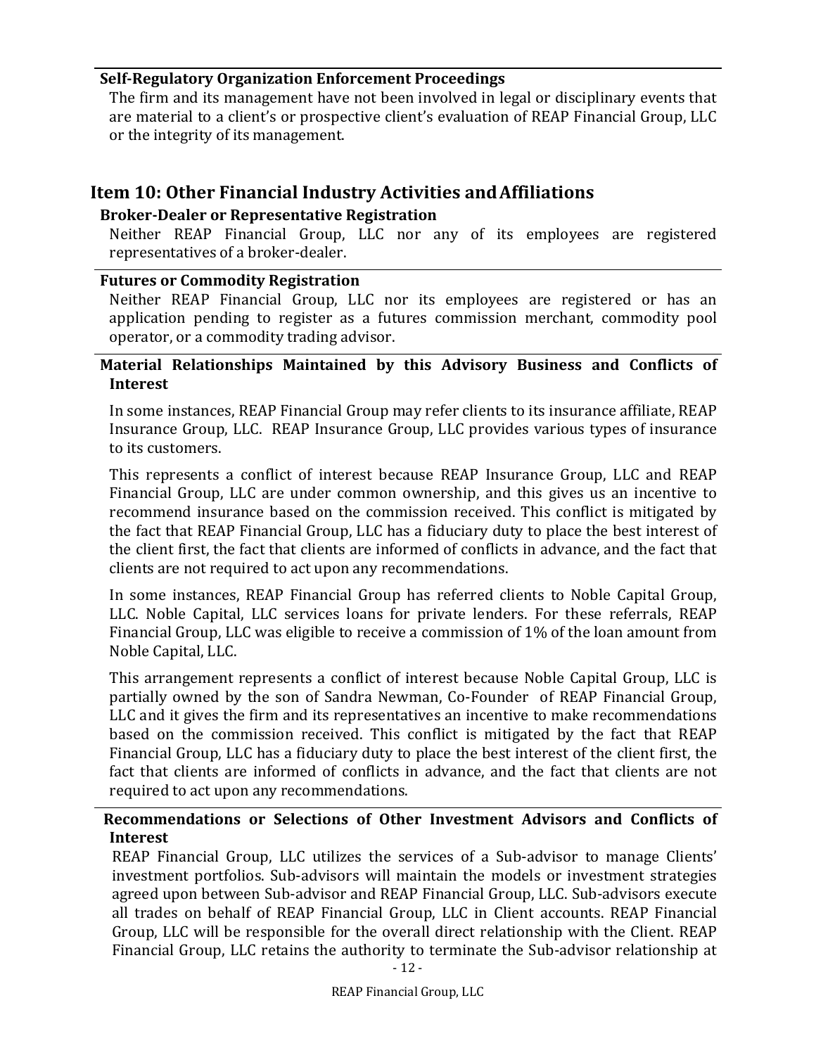### Self-Regulatory Organization Enforcement Proceedings

The firm and its management have not been involved in legal or disciplinary events that are material to a client's or prospective client's evaluation of REAP Financial Group, LLC or the integrity of its management.

## Item 10: Other Financial Industry Activities and Affiliations

### Broker-Dealer or Representative Registration

Neither REAP Financial Group, LLC nor any of its employees are registered representatives of a broker-dealer.

### Futures or Commodity Registration

Neither REAP Financial Group, LLC nor its employees are registered or has an application pending to register as a futures commission merchant, commodity pool operator, or a commodity trading advisor.

### Material Relationships Maintained by this Advisory Business and Conflicts of Interest

In some instances, REAP Financial Group may refer clients to its insurance affiliate, REAP Insurance Group, LLC. REAP Insurance Group, LLC provides various types of insurance to its customers.

This represents a conflict of interest because REAP Insurance Group, LLC and REAP Financial Group, LLC are under common ownership, and this gives us an incentive to recommend insurance based on the commission received. This conflict is mitigated by the fact that REAP Financial Group, LLC has a fiduciary duty to place the best interest of the client first, the fact that clients are informed of conflicts in advance, and the fact that clients are not required to act upon any recommendations.

In some instances, REAP Financial Group has referred clients to Noble Capital Group, LLC. Noble Capital, LLC services loans for private lenders. For these referrals, REAP Financial Group, LLC was eligible to receive a commission of 1% of the loan amount from Noble Capital, LLC.

This arrangement represents a conflict of interest because Noble Capital Group, LLC is partially owned by the son of Sandra Newman, Co-Founder of REAP Financial Group, LLC and it gives the firm and its representatives an incentive to make recommendations based on the commission received. This conflict is mitigated by the fact that REAP Financial Group, LLC has a fiduciary duty to place the best interest of the client first, the fact that clients are informed of conflicts in advance, and the fact that clients are not required to act upon any recommendations.

### Recommendations or Selections of Other Investment Advisors and Conflicts of Interest

REAP Financial Group, LLC utilizes the services of a Sub-advisor to manage Clients' investment portfolios. Sub-advisors will maintain the models or investment strategies agreed upon between Sub-advisor and REAP Financial Group, LLC. Sub-advisors execute all trades on behalf of REAP Financial Group, LLC in Client accounts. REAP Financial Group, LLC will be responsible for the overall direct relationship with the Client. REAP Financial Group, LLC retains the authority to terminate the Sub-advisor relationship at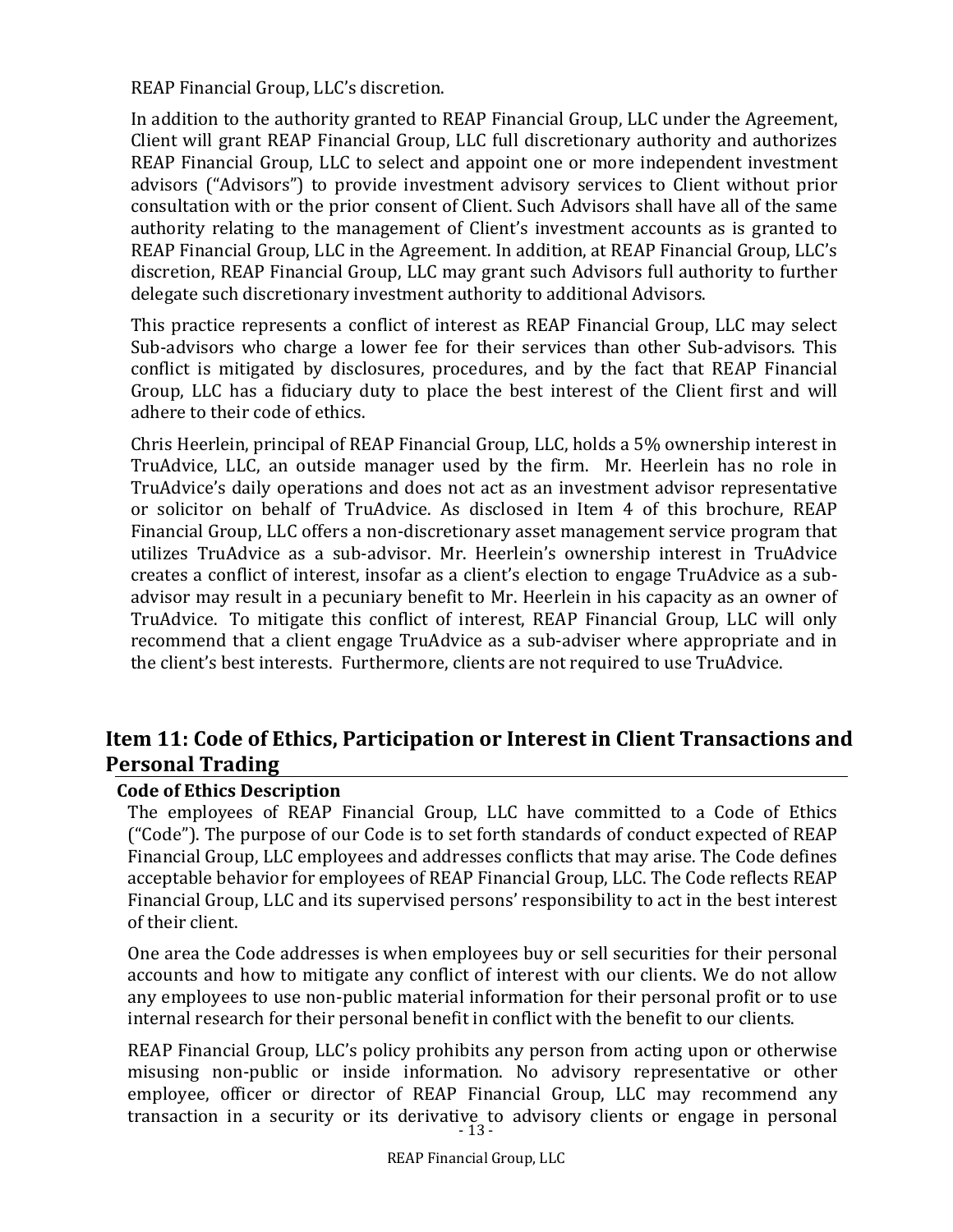REAP Financial Group, LLC's discretion.

In addition to the authority granted to REAP Financial Group, LLC under the Agreement, Client will grant REAP Financial Group, LLC full discretionary authority and authorizes REAP Financial Group, LLC to select and appoint one or more independent investment advisors ("Advisors") to provide investment advisory services to Client without prior consultation with or the prior consent of Client. Such Advisors shall have all of the same authority relating to the management of Client's investment accounts as is granted to REAP Financial Group, LLC in the Agreement. In addition, at REAP Financial Group, LLC's discretion, REAP Financial Group, LLC may grant such Advisors full authority to further delegate such discretionary investment authority to additional Advisors.

This practice represents a conflict of interest as REAP Financial Group, LLC may select Sub-advisors who charge a lower fee for their services than other Sub-advisors. This conflict is mitigated by disclosures, procedures, and by the fact that REAP Financial Group, LLC has a fiduciary duty to place the best interest of the Client first and will adhere to their code of ethics.

Chris Heerlein, principal of REAP Financial Group, LLC, holds a 5% ownership interest in TruAdvice, LLC, an outside manager used by the firm. Mr. Heerlein has no role in TruAdvice's daily operations and does not act as an investment advisor representative or solicitor on behalf of TruAdvice. As disclosed in Item 4 of this brochure, REAP Financial Group, LLC offers a non-discretionary asset management service program that utilizes TruAdvice as a sub-advisor. Mr. Heerlein's ownership interest in TruAdvice creates a conflict of interest, insofar as a client's election to engage TruAdvice as a sub-advisor may result in a pecuniary benefit to Mr. Heerlein in his capacity as an owner of TruAdvice. To mitigate this conflict of interest, REAP Financial Group, LLC will only recommend that a client engage TruAdvice as a sub-adviser where appropriate and in the client's best interests. Furthermore, clients are not required to use TruAdvice.

## Item 11: Code of Ethics, Participation or Interest in Client Transactions and Personal Trading

### Code of Ethics Description

The employees of REAP Financial Group, LLC have committed to a Code of Ethics ("Code"). The purpose of our Code is to set forth standards of conduct expected of REAP Financial Group, LLC employees and addresses conflicts that may arise. The Code defines acceptable behavior for employees of REAP Financial Group, LLC. The Code reflects REAP Financial Group, LLC and its supervised persons' responsibility to act in the best interest of their client.

One area the Code addresses is when employees buy or sell securities for their personal accounts and how to mitigate any conflict of interest with our clients. We do not allow any employees to use non-public material information for their personal profit or to use internal research for their personal benefit in conflict with the benefit to our clients.

REAP Financial Group, LLC's policy prohibits any person from acting upon or otherwise misusing non-public or inside information. No advisory representative or other employee, officer or director of REAP Financial Group, LLC may recommend any transaction in a security or its derivative to advisory clients or engage in personal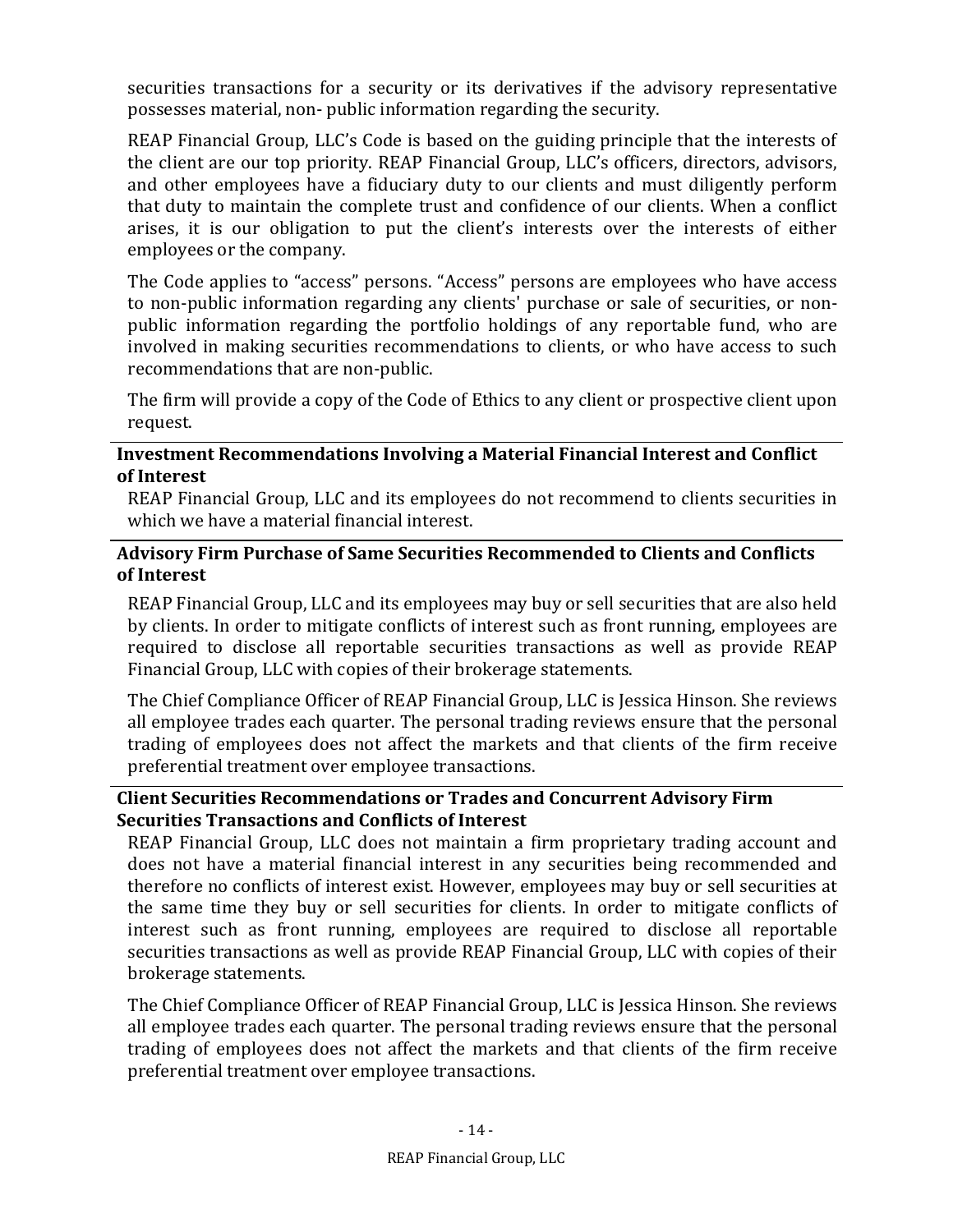securities transactions for a security or its derivatives if the advisory representative possesses material, non- public information regarding the security.

REAP Financial Group, LLC's Code is based on the guiding principle that the interests of the client are our top priority. REAP Financial Group, LLC's officers, directors, advisors, and other employees have a fiduciary duty to our clients and must diligently perform that duty to maintain the complete trust and confidence of our clients. When a conflict arises, it is our obligation to put the client's interests over the interests of either employees or the company.

The Code applies to "access" persons. "Access" persons are employees who have access to non-public information regarding any clients' purchase or sale of securities, or non-public information regarding the portfolio holdings of any reportable fund, who are involved in making securities recommendations to clients, or who have access to such recommendations that are non-public.

The firm will provide a copy of the Code of Ethics to any client or prospective client upon request.

**Investment Recommendations Involving a Material Financial Interest and Conflict of Interest**

REAP Financial Group, LLC and its employees do not recommend to clients securities in which we have a material financial interest.

**Advisory Firm Purchase of Same Securities Recommended to Clients and Conflicts of Interest**

REAP Financial Group, LLC and its employees may buy or sell securities that are also held by clients. In order to mitigate conflicts of interest such as front running, employees are required to disclose all reportable securities transactions as well as provide REAP Financial Group, LLC with copies of their brokerage statements.

The Chief Compliance Officer of REAP Financial Group, LLC is Jessica Hinson. She reviews all employee trades each quarter. The personal trading reviews ensure that the personal trading of employees does not affect the markets and that clients of the firm receive preferential treatment over employee transactions.

**Client Securities Recommendations or Trades and Concurrent Advisory Firm Securities Transactions and Conflicts of Interest**

REAP Financial Group, LLC does not maintain a firm proprietary trading account and does not have a material financial interest in any securities being recommended and therefore no conflicts of interest exist. However, employees may buy or sell securities at the same time they buy or sell securities for clients. In order to mitigate conflicts of interest such as front running, employees are required to disclose all reportable securities transactions as well as provide REAP Financial Group, LLC with copies of their brokerage statements.

The Chief Compliance Officer of REAP Financial Group, LLC is Jessica Hinson. She reviews all employee trades each quarter. The personal trading reviews ensure that the personal trading of employees does not affect the markets and that clients of the firm receive preferential treatment over employee transactions.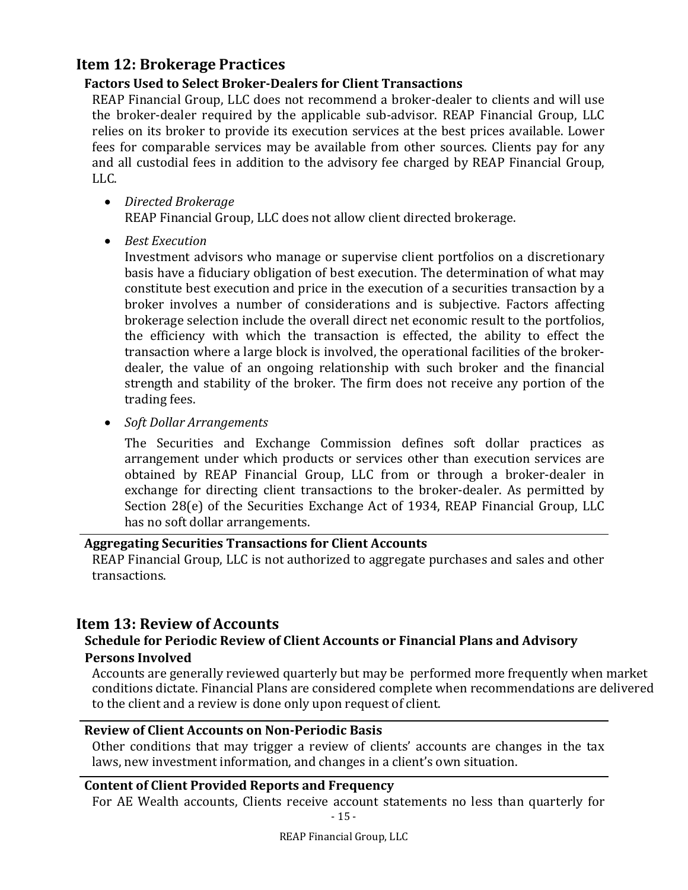## Item 12: Brokerage Practices

### Factors Used to Select Broker-Dealers for Client Transactions

REAP Financial Group, LLC does not recommend a broker-dealer to clients and will use the broker-dealer required by the applicable sub-advisor. REAP Financial Group, LLC relies on its broker to provide its execution services at the best prices available. Lower fees for comparable services may be available from other sources. Clients pay for any and all custodial fees in addition to the advisory fee charged by REAP Financial Group, LLC.

- *Directed Brokerage*
  REAP Financial Group, LLC does not allow client directed brokerage.

- *Best Execution*
  Investment advisors who manage or supervise client portfolios on a discretionary basis have a fiduciary obligation of best execution. The determination of what may constitute best execution and price in the execution of a securities transaction by a broker involves a number of considerations and is subjective. Factors affecting brokerage selection include the overall direct net economic result to the portfolios, the efficiency with which the transaction is effected, the ability to effect the transaction where a large block is involved, the operational facilities of the broker-dealer, the value of an ongoing relationship with such broker and the financial strength and stability of the broker. The firm does not receive any portion of the trading fees.

- *Soft Dollar Arrangements*

  The Securities and Exchange Commission defines soft dollar practices as arrangement under which products or services other than execution services are obtained by REAP Financial Group, LLC from or through a broker-dealer in exchange for directing client transactions to the broker-dealer. As permitted by Section 28(e) of the Securities Exchange Act of 1934, REAP Financial Group, LLC has no soft dollar arrangements.

### Aggregating Securities Transactions for Client Accounts

REAP Financial Group, LLC is not authorized to aggregate purchases and sales and other transactions.

## Item 13: Review of Accounts

### Schedule for Periodic Review of Client Accounts or Financial Plans and Advisory Persons Involved

Accounts are generally reviewed quarterly but may be performed more frequently when market conditions dictate. Financial Plans are considered complete when recommendations are delivered to the client and a review is done only upon request of client.

### Review of Client Accounts on Non-Periodic Basis

Other conditions that may trigger a review of clients' accounts are changes in the tax laws, new investment information, and changes in a client's own situation.

### Content of Client Provided Reports and Frequency

For AE Wealth accounts, Clients receive account statements no less than quarterly for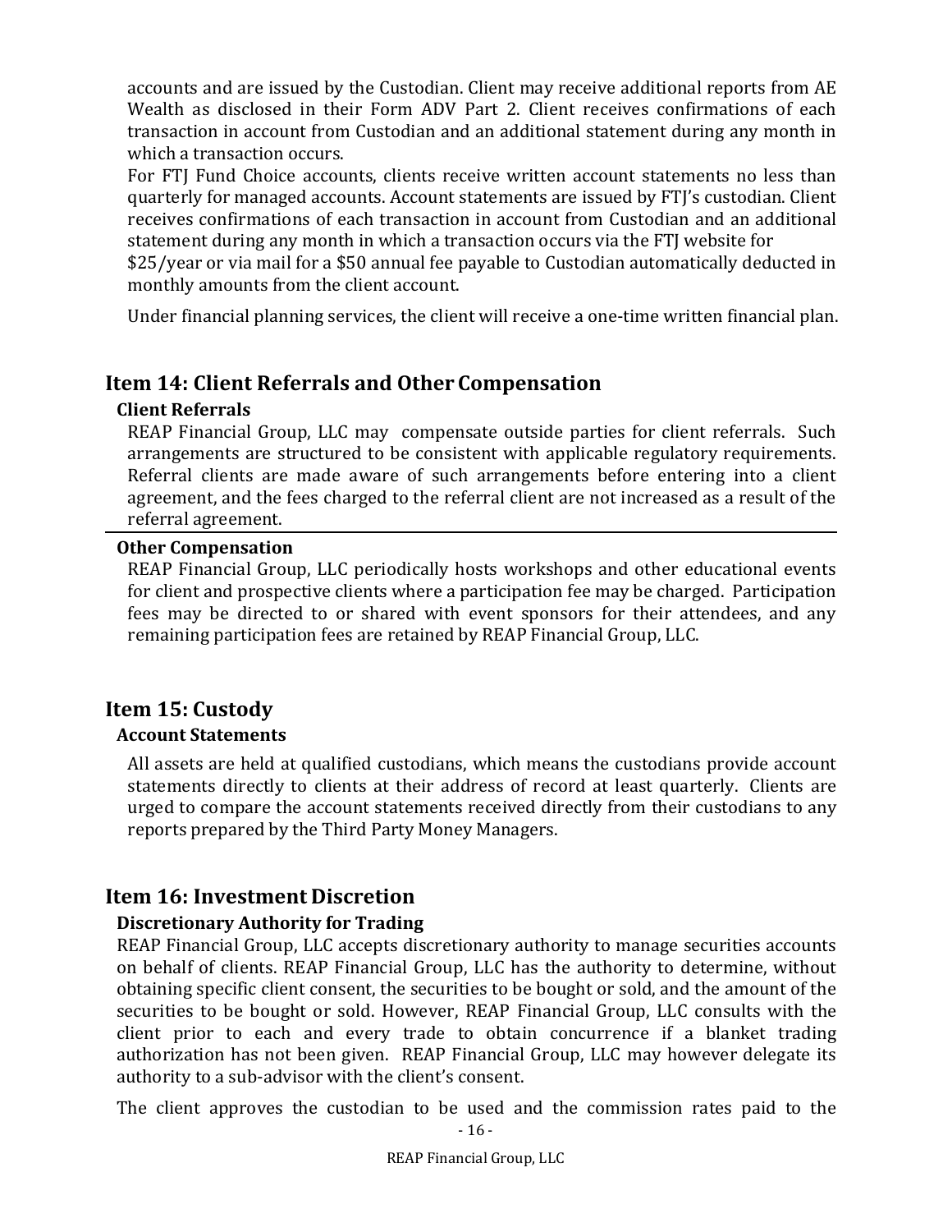accounts and are issued by the Custodian. Client may receive additional reports from AE Wealth as disclosed in their Form ADV Part 2. Client receives confirmations of each transaction in account from Custodian and an additional statement during any month in which a transaction occurs.

For FTJ Fund Choice accounts, clients receive written account statements no less than quarterly for managed accounts. Account statements are issued by FTJ's custodian. Client receives confirmations of each transaction in account from Custodian and an additional statement during any month in which a transaction occurs via the FTJ website for $25/year or via mail for a $50 annual fee payable to Custodian automatically deducted in monthly amounts from the client account.

Under financial planning services, the client will receive a one-time written financial plan.

## Item 14: Client Referrals and Other Compensation

### Client Referrals

REAP Financial Group, LLC may compensate outside parties for client referrals. Such arrangements are structured to be consistent with applicable regulatory requirements. Referral clients are made aware of such arrangements before entering into a client agreement, and the fees charged to the referral client are not increased as a result of the referral agreement.

### Other Compensation

REAP Financial Group, LLC periodically hosts workshops and other educational events for client and prospective clients where a participation fee may be charged. Participation fees may be directed to or shared with event sponsors for their attendees, and any remaining participation fees are retained by REAP Financial Group, LLC.

## Item 15: Custody

### Account Statements

All assets are held at qualified custodians, which means the custodians provide account statements directly to clients at their address of record at least quarterly. Clients are urged to compare the account statements received directly from their custodians to any reports prepared by the Third Party Money Managers.

## Item 16: Investment Discretion

### Discretionary Authority for Trading

REAP Financial Group, LLC accepts discretionary authority to manage securities accounts on behalf of clients. REAP Financial Group, LLC has the authority to determine, without obtaining specific client consent, the securities to be bought or sold, and the amount of the securities to be bought or sold. However, REAP Financial Group, LLC consults with the client prior to each and every trade to obtain concurrence if a blanket trading authorization has not been given. REAP Financial Group, LLC may however delegate its authority to a sub-advisor with the client's consent.

The client approves the custodian to be used and the commission rates paid to the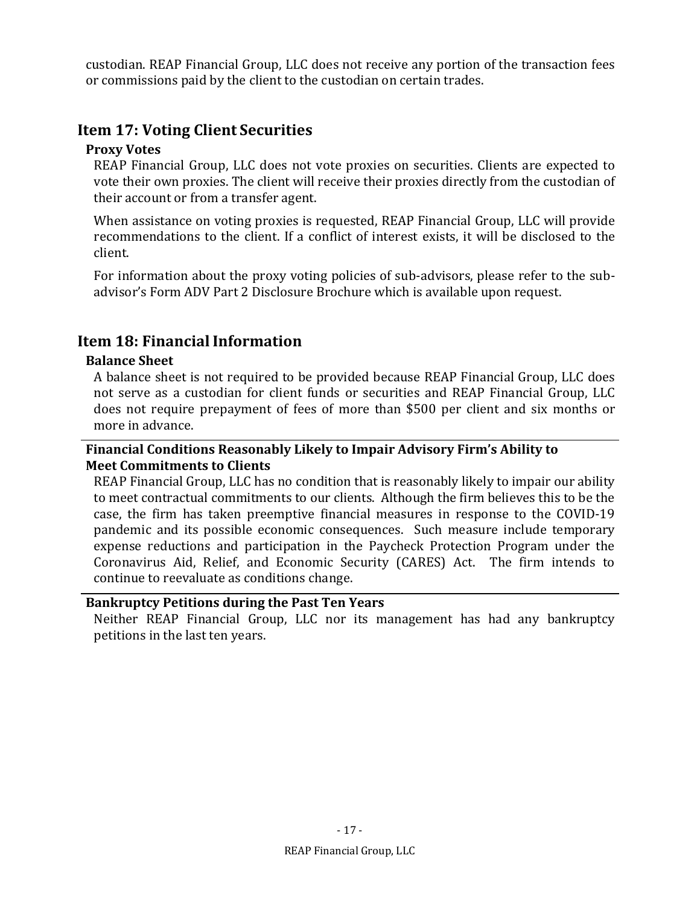custodian. REAP Financial Group, LLC does not receive any portion of the transaction fees or commissions paid by the client to the custodian on certain trades.

## Item 17: Voting Client Securities

### Proxy Votes

REAP Financial Group, LLC does not vote proxies on securities. Clients are expected to vote their own proxies. The client will receive their proxies directly from the custodian of their account or from a transfer agent.

When assistance on voting proxies is requested, REAP Financial Group, LLC will provide recommendations to the client. If a conflict of interest exists, it will be disclosed to the client.

For information about the proxy voting policies of sub-advisors, please refer to the sub-advisor's Form ADV Part 2 Disclosure Brochure which is available upon request.

## Item 18: Financial Information

### Balance Sheet

A balance sheet is not required to be provided because REAP Financial Group, LLC does not serve as a custodian for client funds or securities and REAP Financial Group, LLC does not require prepayment of fees of more than $500 per client and six months or more in advance.

### Financial Conditions Reasonably Likely to Impair Advisory Firm's Ability to Meet Commitments to Clients

REAP Financial Group, LLC has no condition that is reasonably likely to impair our ability to meet contractual commitments to our clients. Although the firm believes this to be the case, the firm has taken preemptive financial measures in response to the COVID-19 pandemic and its possible economic consequences. Such measure include temporary expense reductions and participation in the Paycheck Protection Program under the Coronavirus Aid, Relief, and Economic Security (CARES) Act. The firm intends to continue to reevaluate as conditions change.

### Bankruptcy Petitions during the Past Ten Years

Neither REAP Financial Group, LLC nor its management has had any bankruptcy petitions in the last ten years.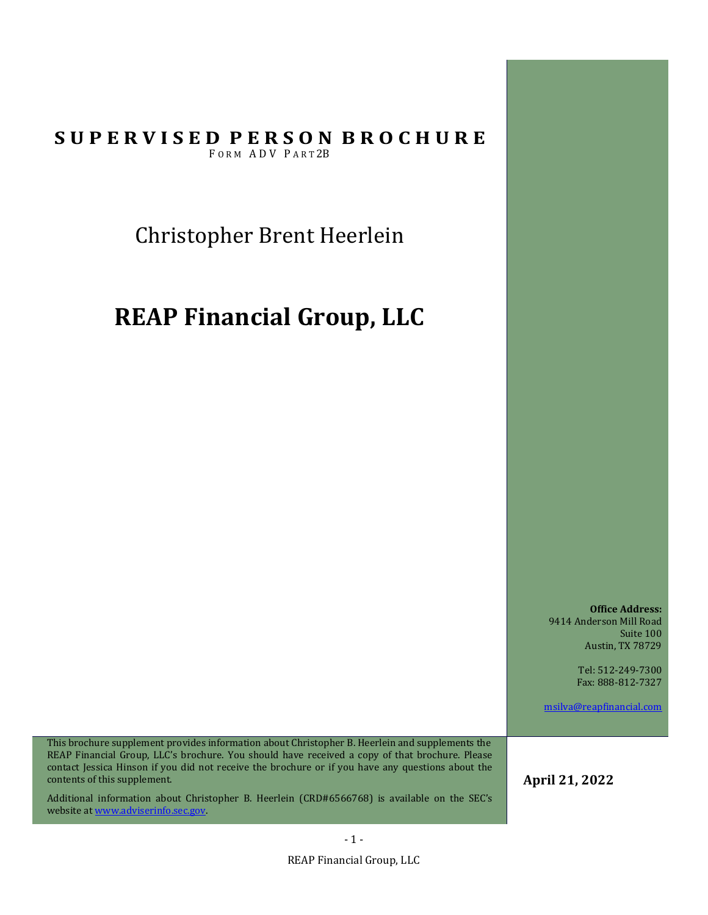# SUPERVISED PERSON BROCHURE

FORM ADV PART 2B

Christopher Brent Heerlein

# REAP Financial Group, LLC

**Office Address:**
9414 Anderson Mill Road
Suite 100
Austin, TX 78729

Tel: 512-249-7300
Fax: 888-812-7327

msilva@reapfinancial.com

This brochure supplement provides information about Christopher B. Heerlein and supplements the REAP Financial Group, LLC's brochure. You should have received a copy of that brochure. Please contact Jessica Hinson if you did not receive the brochure or if you have any questions about the contents of this supplement.

Additional information about Christopher B. Heerlein (CRD#6566768) is available on the SEC's website at www.adviserinfo.sec.gov.

**April 21, 2022**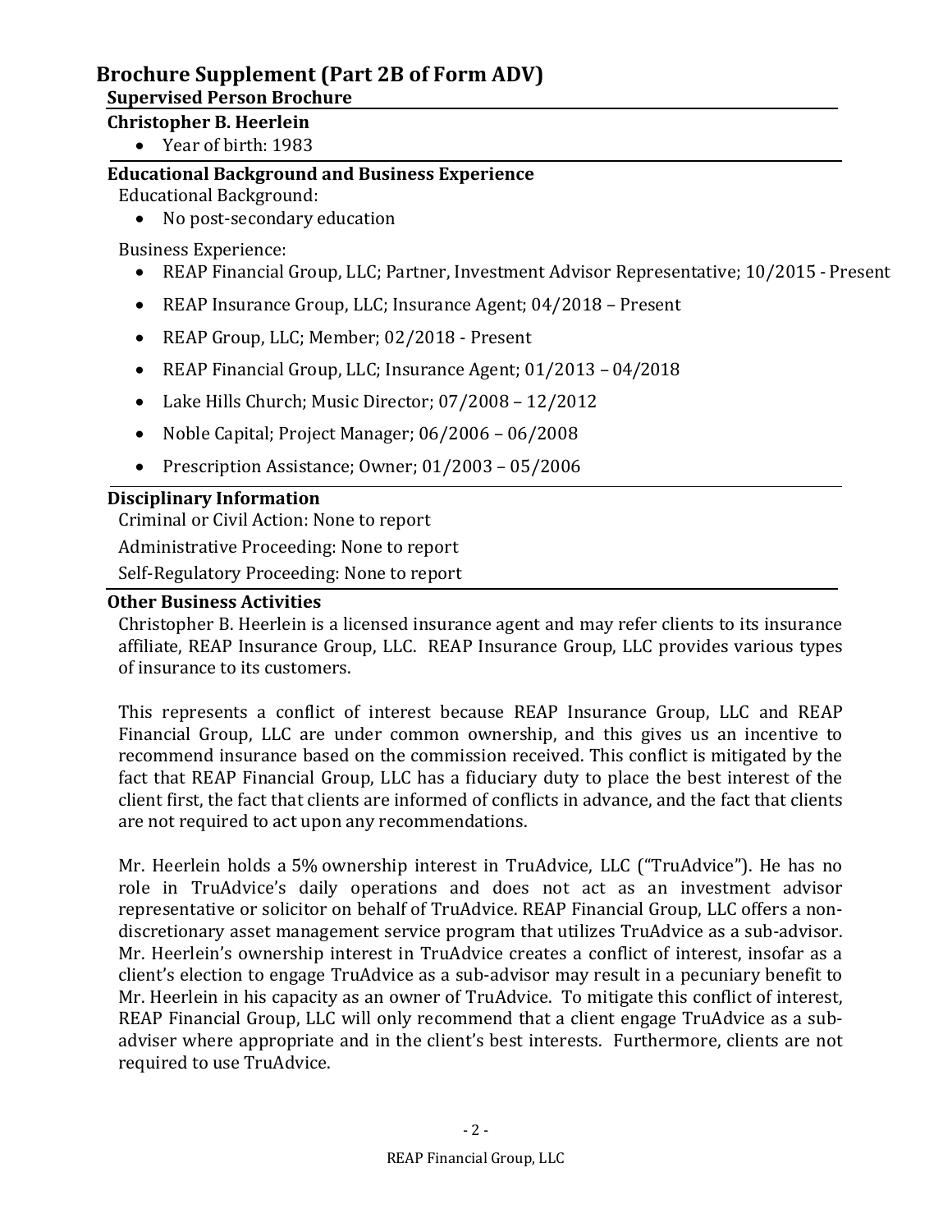# Brochure Supplement (Part 2B of Form ADV)

## Supervised Person Brochure

### Christopher B. Heerlein

- Year of birth: 1983

### Educational Background and Business Experience

Educational Background:

- No post-secondary education

Business Experience:

- REAP Financial Group, LLC; Partner, Investment Advisor Representative; 10/2015 - Present
- REAP Insurance Group, LLC; Insurance Agent; 04/2018 – Present
- REAP Group, LLC; Member; 02/2018 - Present
- REAP Financial Group, LLC; Insurance Agent; 01/2013 – 04/2018
- Lake Hills Church; Music Director; 07/2008 – 12/2012
- Noble Capital; Project Manager; 06/2006 – 06/2008
- Prescription Assistance; Owner; 01/2003 – 05/2006

### Disciplinary Information

Criminal or Civil Action: None to report

Administrative Proceeding: None to report

Self-Regulatory Proceeding: None to report

### Other Business Activities

Christopher B. Heerlein is a licensed insurance agent and may refer clients to its insurance affiliate, REAP Insurance Group, LLC. REAP Insurance Group, LLC provides various types of insurance to its customers.

This represents a conflict of interest because REAP Insurance Group, LLC and REAP Financial Group, LLC are under common ownership, and this gives us an incentive to recommend insurance based on the commission received. This conflict is mitigated by the fact that REAP Financial Group, LLC has a fiduciary duty to place the best interest of the client first, the fact that clients are informed of conflicts in advance, and the fact that clients are not required to act upon any recommendations.

Mr. Heerlein holds a 5% ownership interest in TruAdvice, LLC ("TruAdvice"). He has no role in TruAdvice's daily operations and does not act as an investment advisor representative or solicitor on behalf of TruAdvice. REAP Financial Group, LLC offers a non-discretionary asset management service program that utilizes TruAdvice as a sub-advisor. Mr. Heerlein's ownership interest in TruAdvice creates a conflict of interest, insofar as a client's election to engage TruAdvice as a sub-advisor may result in a pecuniary benefit to Mr. Heerlein in his capacity as an owner of TruAdvice. To mitigate this conflict of interest, REAP Financial Group, LLC will only recommend that a client engage TruAdvice as a sub-adviser where appropriate and in the client's best interests. Furthermore, clients are not required to use TruAdvice.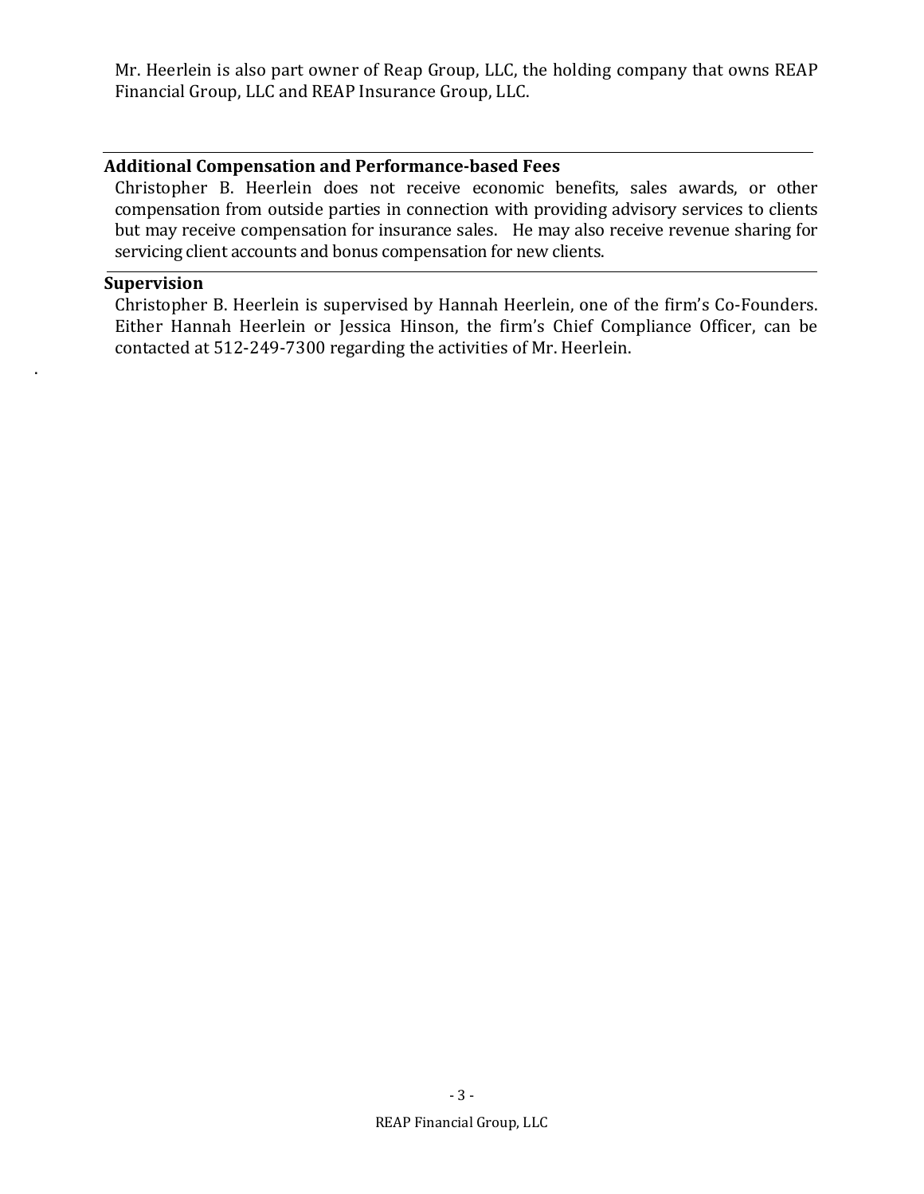Mr. Heerlein is also part owner of Reap Group, LLC, the holding company that owns REAP Financial Group, LLC and REAP Insurance Group, LLC.

## Additional Compensation and Performance-based Fees

Christopher B. Heerlein does not receive economic benefits, sales awards, or other compensation from outside parties in connection with providing advisory services to clients but may receive compensation for insurance sales. He may also receive revenue sharing for servicing client accounts and bonus compensation for new clients.

## Supervision

Christopher B. Heerlein is supervised by Hannah Heerlein, one of the firm's Co-Founders. Either Hannah Heerlein or Jessica Hinson, the firm's Chief Compliance Officer, can be contacted at 512-249-7300 regarding the activities of Mr. Heerlein.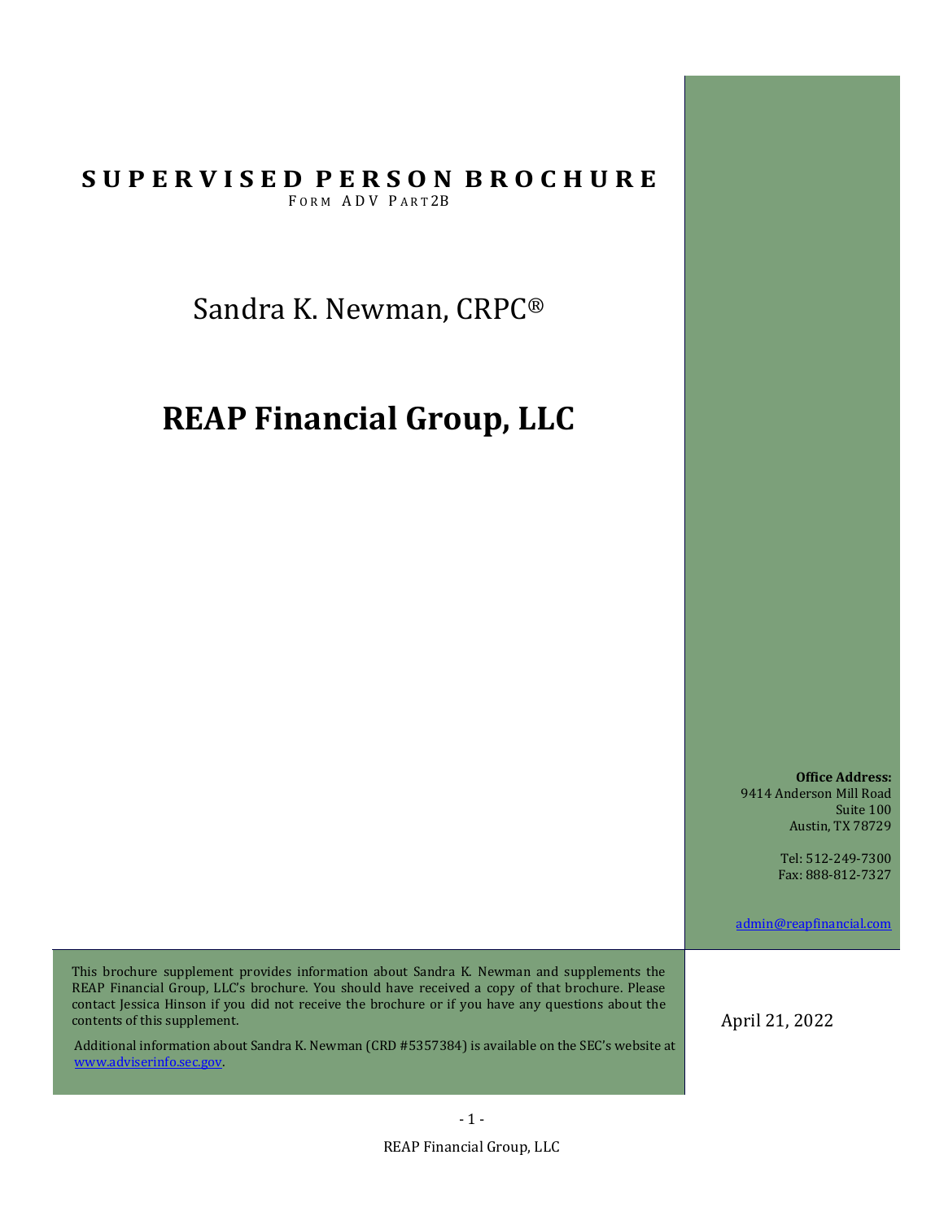# SUPERVISED PERSON BROCHURE

FORM ADV PART2B

Sandra K. Newman, CRPC®

## REAP Financial Group, LLC

**Office Address:**
9414 Anderson Mill Road
Suite 100
Austin, TX 78729

Tel: 512-249-7300
Fax: 888-812-7327

admin@reapfinancial.com

This brochure supplement provides information about Sandra K. Newman and supplements the REAP Financial Group, LLC's brochure. You should have received a copy of that brochure. Please contact Jessica Hinson if you did not receive the brochure or if you have any questions about the contents of this supplement.

Additional information about Sandra K. Newman (CRD #5357384) is available on the SEC's website at www.adviserinfo.sec.gov.

April 21, 2022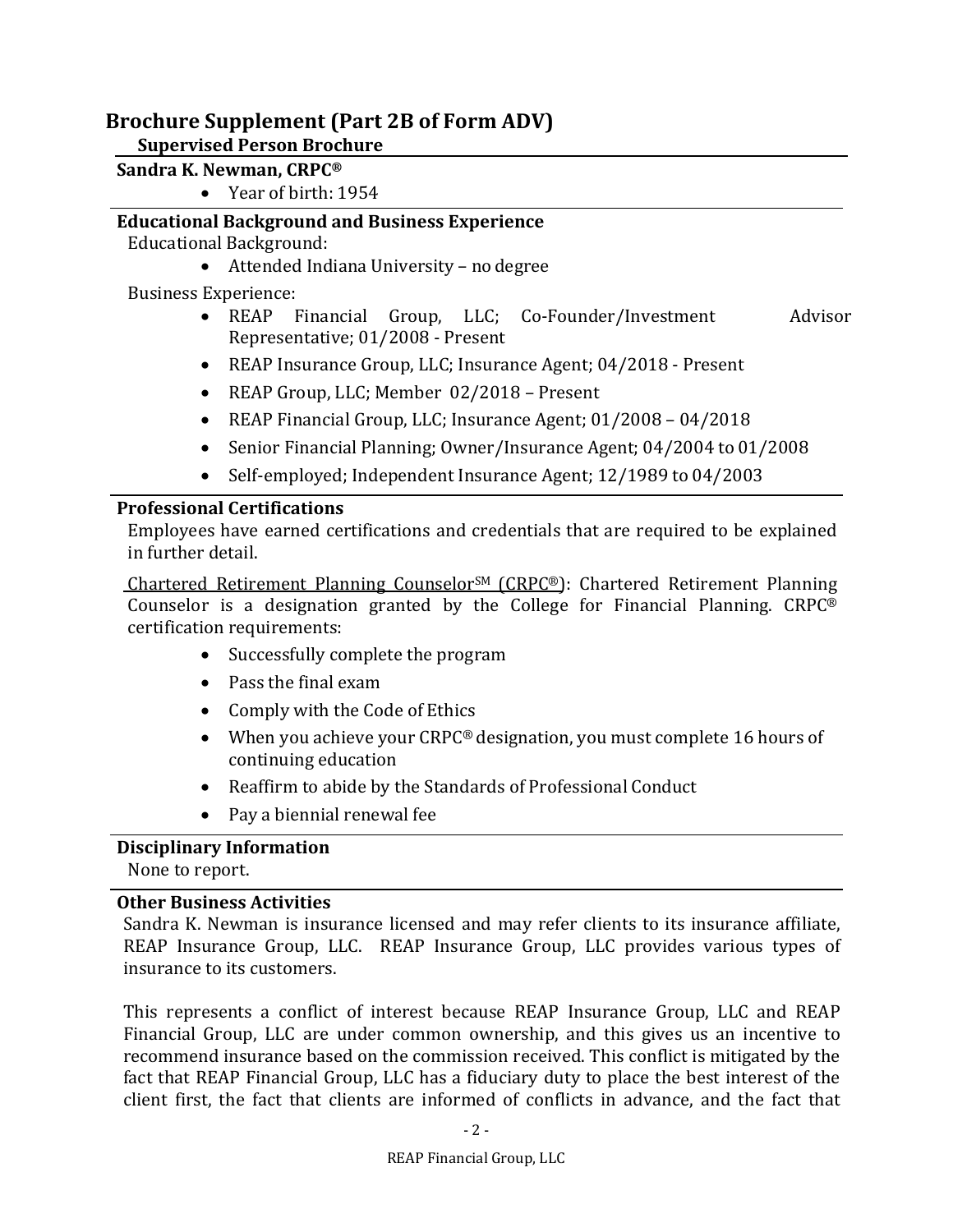## Brochure Supplement (Part 2B of Form ADV)

### Supervised Person Brochure

**Sandra K. Newman, CRPC®**

- Year of birth: 1954

**Educational Background and Business Experience**

Educational Background:

- Attended Indiana University – no degree

Business Experience:

- REAP Financial Group, LLC; Co-Founder/Investment Advisor Representative; 01/2008 - Present
- REAP Insurance Group, LLC; Insurance Agent; 04/2018 - Present
- REAP Group, LLC; Member 02/2018 – Present
- REAP Financial Group, LLC; Insurance Agent; 01/2008 – 04/2018
- Senior Financial Planning; Owner/Insurance Agent; 04/2004 to 01/2008
- Self-employed; Independent Insurance Agent; 12/1989 to 04/2003

**Professional Certifications**

Employees have earned certifications and credentials that are required to be explained in further detail.

Chartered Retirement Planning Counselor℠ (CRPC®): Chartered Retirement Planning Counselor is a designation granted by the College for Financial Planning. CRPC® certification requirements:

- Successfully complete the program
- Pass the final exam
- Comply with the Code of Ethics
- When you achieve your CRPC® designation, you must complete 16 hours of continuing education
- Reaffirm to abide by the Standards of Professional Conduct
- Pay a biennial renewal fee

**Disciplinary Information**

None to report.

**Other Business Activities**

Sandra K. Newman is insurance licensed and may refer clients to its insurance affiliate, REAP Insurance Group, LLC. REAP Insurance Group, LLC provides various types of insurance to its customers.

This represents a conflict of interest because REAP Insurance Group, LLC and REAP Financial Group, LLC are under common ownership, and this gives us an incentive to recommend insurance based on the commission received. This conflict is mitigated by the fact that REAP Financial Group, LLC has a fiduciary duty to place the best interest of the client first, the fact that clients are informed of conflicts in advance, and the fact that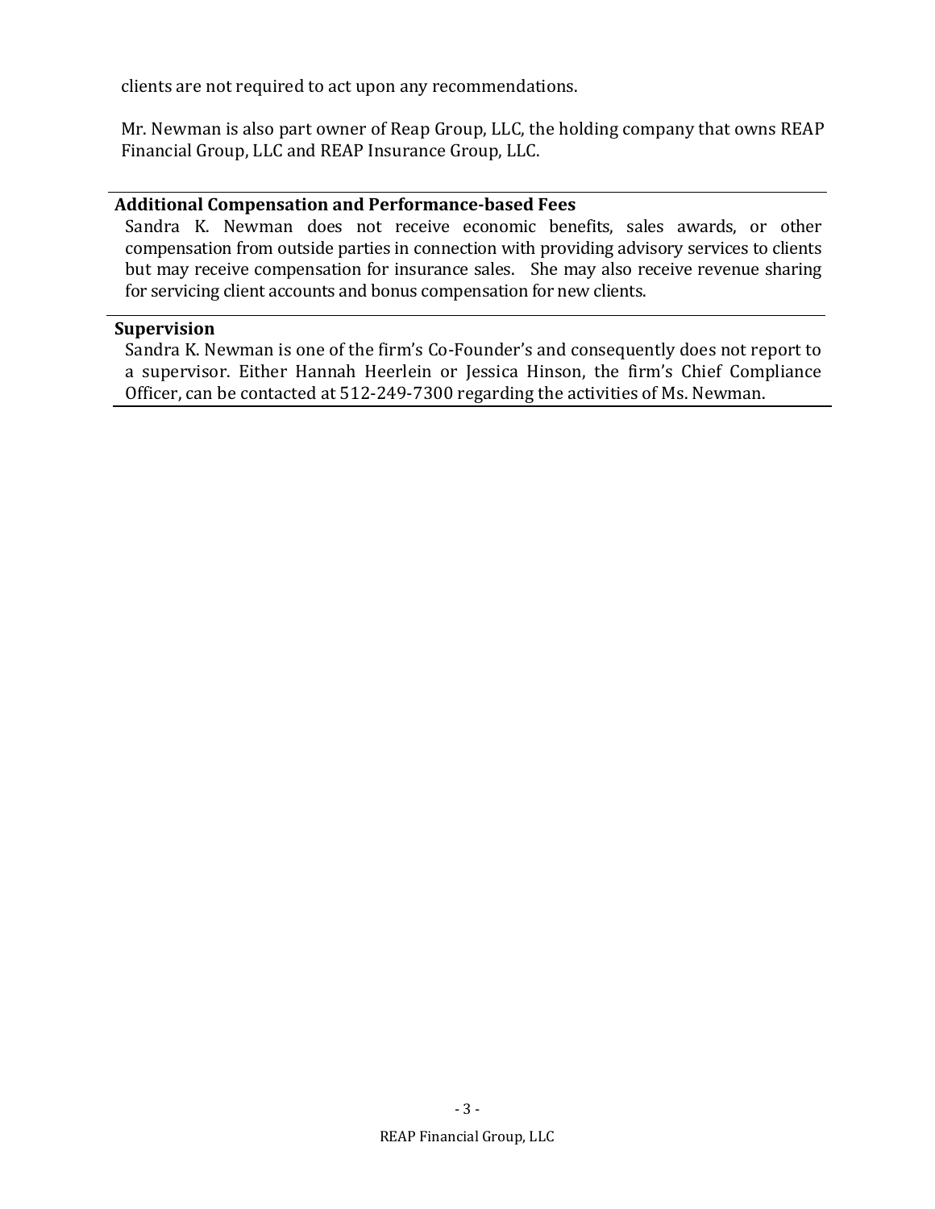clients are not required to act upon any recommendations.

Mr. Newman is also part owner of Reap Group, LLC, the holding company that owns REAP Financial Group, LLC and REAP Insurance Group, LLC.

**Additional Compensation and Performance-based Fees**

Sandra K. Newman does not receive economic benefits, sales awards, or other compensation from outside parties in connection with providing advisory services to clients but may receive compensation for insurance sales. She may also receive revenue sharing for servicing client accounts and bonus compensation for new clients.

**Supervision**

Sandra K. Newman is one of the firm's Co-Founder's and consequently does not report to a supervisor. Either Hannah Heerlein or Jessica Hinson, the firm's Chief Compliance Officer, can be contacted at 512-249-7300 regarding the activities of Ms. Newman.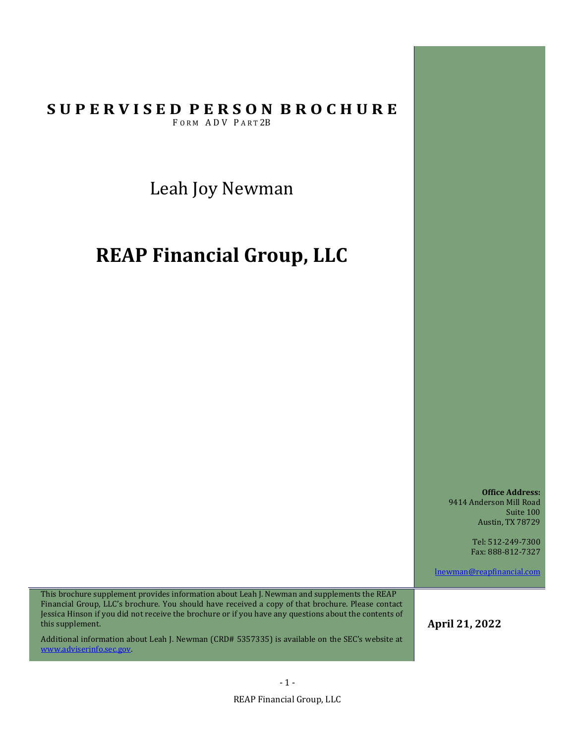# SUPERVISED PERSON BROCHURE

FORM ADV PART 2B

Leah Joy Newman

# REAP Financial Group, LLC

**Office Address:**
9414 Anderson Mill Road
Suite 100
Austin, TX 78729

Tel: 512-249-7300
Fax: 888-812-7327

lnewman@reapfinancial.com

This brochure supplement provides information about Leah J. Newman and supplements the REAP Financial Group, LLC's brochure. You should have received a copy of that brochure. Please contact Jessica Hinson if you did not receive the brochure or if you have any questions about the contents of this supplement.

Additional information about Leah J. Newman (CRD# 5357335) is available on the SEC's website at www.adviserinfo.sec.gov.

**April 21, 2022**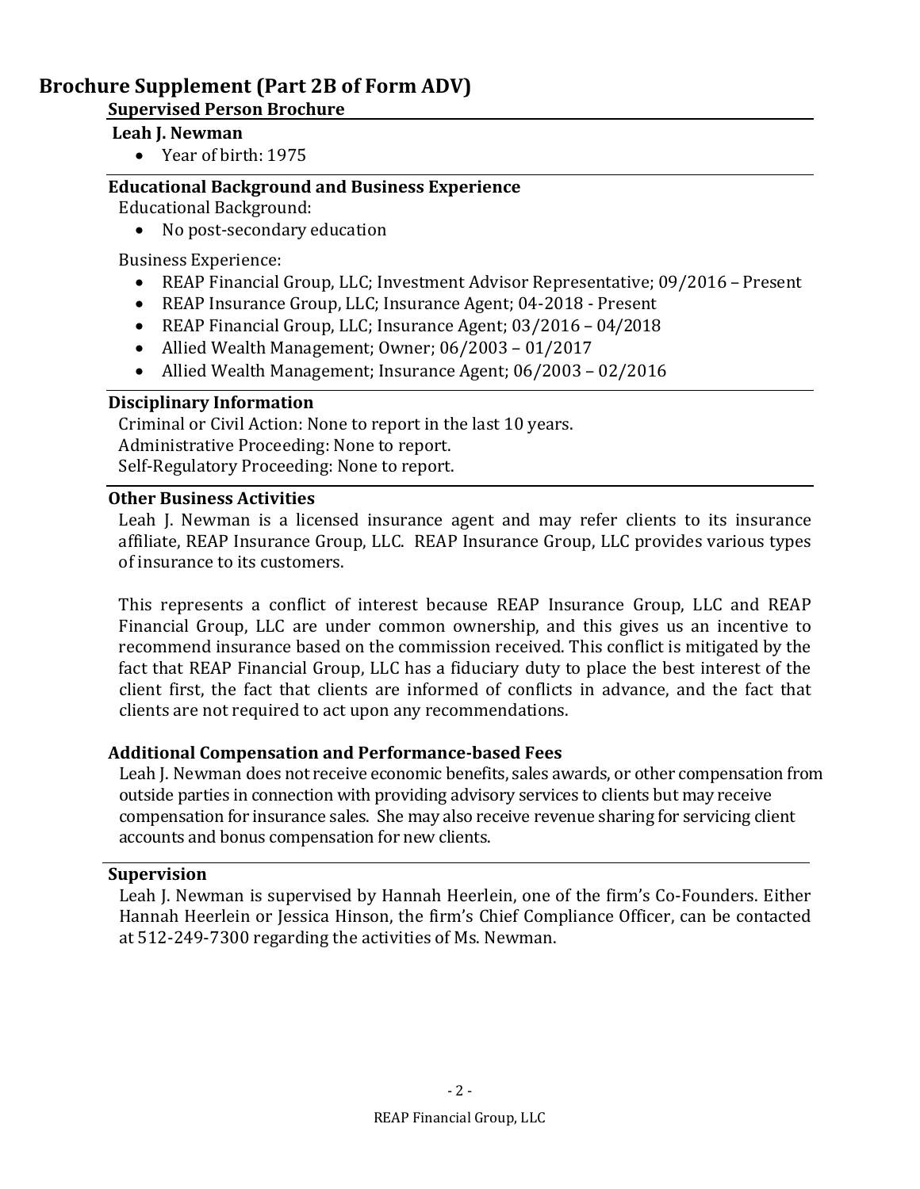# Brochure Supplement (Part 2B of Form ADV)

## Supervised Person Brochure

### Leah J. Newman

- Year of birth: 1975

### Educational Background and Business Experience

Educational Background:

- No post-secondary education

Business Experience:

- REAP Financial Group, LLC; Investment Advisor Representative; 09/2016 – Present
- REAP Insurance Group, LLC; Insurance Agent; 04-2018 - Present
- REAP Financial Group, LLC; Insurance Agent; 03/2016 – 04/2018
- Allied Wealth Management; Owner; 06/2003 – 01/2017
- Allied Wealth Management; Insurance Agent; 06/2003 – 02/2016

### Disciplinary Information

Criminal or Civil Action: None to report in the last 10 years.
Administrative Proceeding: None to report.
Self-Regulatory Proceeding: None to report.

### Other Business Activities

Leah J. Newman is a licensed insurance agent and may refer clients to its insurance affiliate, REAP Insurance Group, LLC. REAP Insurance Group, LLC provides various types of insurance to its customers.

This represents a conflict of interest because REAP Insurance Group, LLC and REAP Financial Group, LLC are under common ownership, and this gives us an incentive to recommend insurance based on the commission received. This conflict is mitigated by the fact that REAP Financial Group, LLC has a fiduciary duty to place the best interest of the client first, the fact that clients are informed of conflicts in advance, and the fact that clients are not required to act upon any recommendations.

### Additional Compensation and Performance-based Fees

Leah J. Newman does not receive economic benefits, sales awards, or other compensation from outside parties in connection with providing advisory services to clients but may receive compensation for insurance sales. She may also receive revenue sharing for servicing client accounts and bonus compensation for new clients.

### Supervision

Leah J. Newman is supervised by Hannah Heerlein, one of the firm's Co-Founders. Either Hannah Heerlein or Jessica Hinson, the firm's Chief Compliance Officer, can be contacted at 512-249-7300 regarding the activities of Ms. Newman.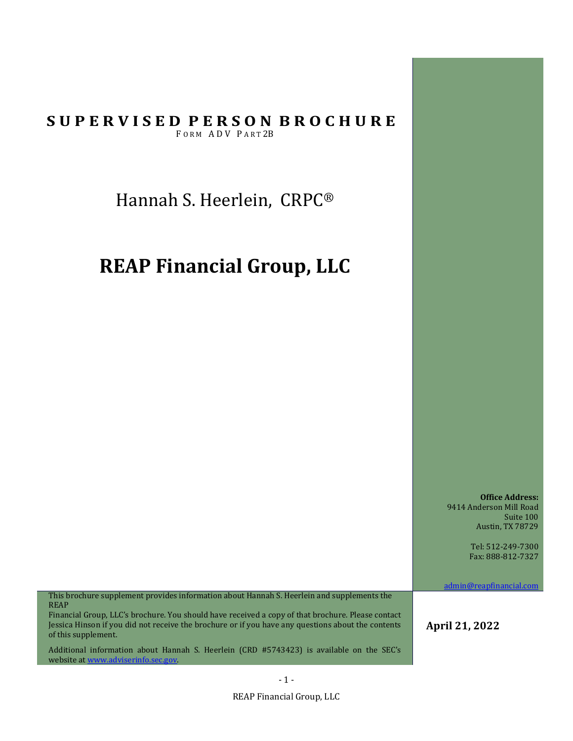# SUPERVISED PERSON BROCHURE

FORM ADV PART 2B

Hannah S. Heerlein, CRPC®

# REAP Financial Group, LLC

**Office Address:**
9414 Anderson Mill Road
Suite 100
Austin, TX 78729

Tel: 512-249-7300
Fax: 888-812-7327

admin@reapfinancial.com

This brochure supplement provides information about Hannah S. Heerlein and supplements the REAP Financial Group, LLC's brochure. You should have received a copy of that brochure. Please contact Jessica Hinson if you did not receive the brochure or if you have any questions about the contents of this supplement.

Additional information about Hannah S. Heerlein (CRD #5743423) is available on the SEC's website at www.adviserinfo.sec.gov.

**April 21, 2022**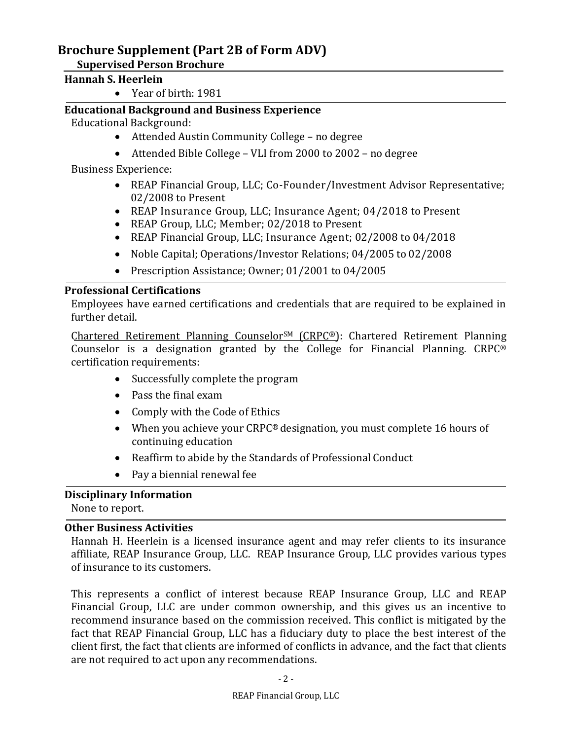# Brochure Supplement (Part 2B of Form ADV)

**Supervised Person Brochure**

## Hannah S. Heerlein

- Year of birth: 1981

## Educational Background and Business Experience

Educational Background:

- Attended Austin Community College – no degree
- Attended Bible College – VLI from 2000 to 2002 – no degree

Business Experience:

- REAP Financial Group, LLC; Co-Founder/Investment Advisor Representative; 02/2008 to Present
- REAP Insurance Group, LLC; Insurance Agent; 04/2018 to Present
- REAP Group, LLC; Member; 02/2018 to Present
- REAP Financial Group, LLC; Insurance Agent; 02/2008 to 04/2018
- Noble Capital; Operations/Investor Relations; 04/2005 to 02/2008
- Prescription Assistance; Owner; 01/2001 to 04/2005

## Professional Certifications

Employees have earned certifications and credentials that are required to be explained in further detail.

Chartered Retirement Planning Counselor℠ (CRPC®): Chartered Retirement Planning Counselor is a designation granted by the College for Financial Planning. CRPC® certification requirements:

- Successfully complete the program
- Pass the final exam
- Comply with the Code of Ethics
- When you achieve your CRPC® designation, you must complete 16 hours of continuing education
- Reaffirm to abide by the Standards of Professional Conduct
- Pay a biennial renewal fee

## Disciplinary Information

None to report.

## Other Business Activities

Hannah H. Heerlein is a licensed insurance agent and may refer clients to its insurance affiliate, REAP Insurance Group, LLC. REAP Insurance Group, LLC provides various types of insurance to its customers.

This represents a conflict of interest because REAP Insurance Group, LLC and REAP Financial Group, LLC are under common ownership, and this gives us an incentive to recommend insurance based on the commission received. This conflict is mitigated by the fact that REAP Financial Group, LLC has a fiduciary duty to place the best interest of the client first, the fact that clients are informed of conflicts in advance, and the fact that clients are not required to act upon any recommendations.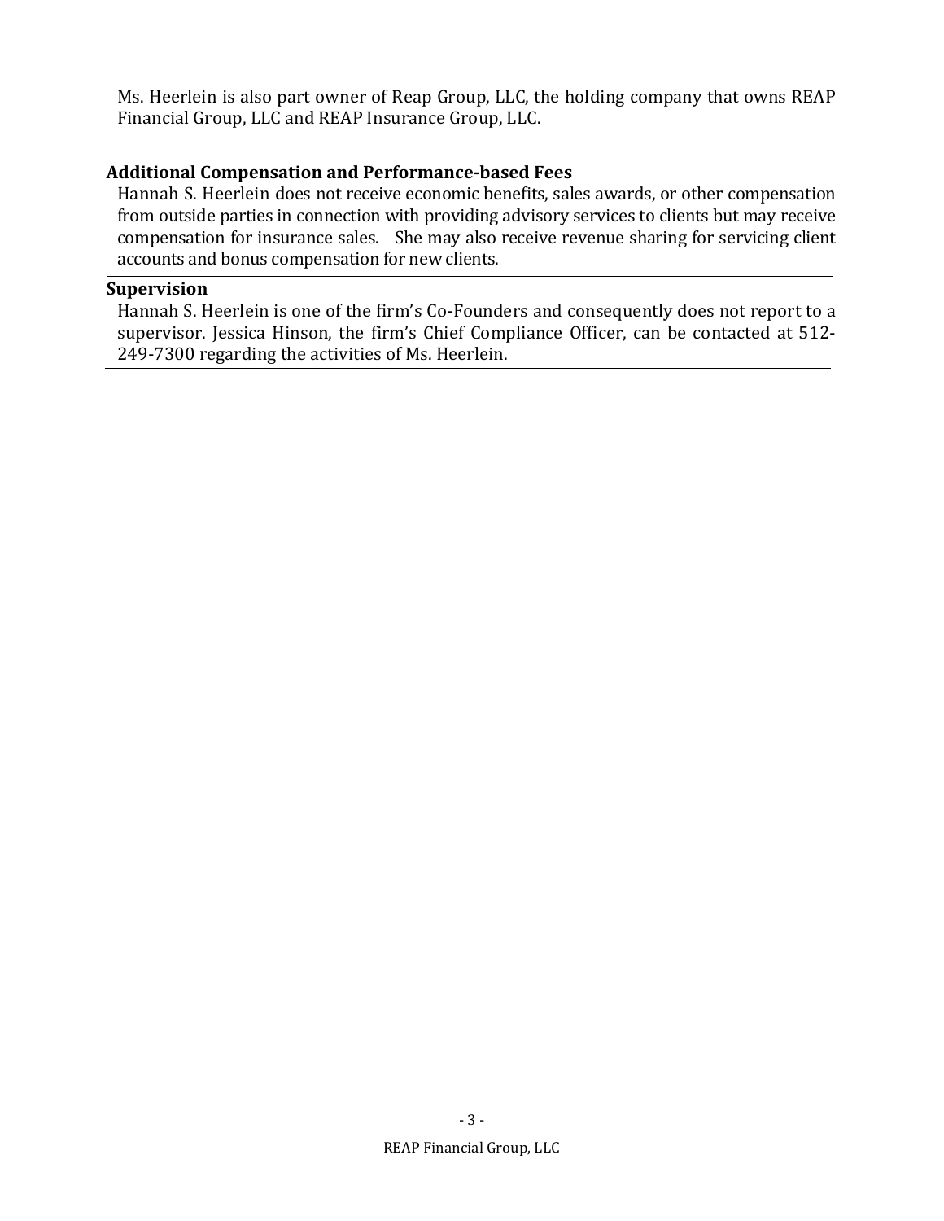Ms. Heerlein is also part owner of Reap Group, LLC, the holding company that owns REAP Financial Group, LLC and REAP Insurance Group, LLC.

## Additional Compensation and Performance-based Fees

Hannah S. Heerlein does not receive economic benefits, sales awards, or other compensation from outside parties in connection with providing advisory services to clients but may receive compensation for insurance sales. She may also receive revenue sharing for servicing client accounts and bonus compensation for new clients.

## Supervision

Hannah S. Heerlein is one of the firm's Co-Founders and consequently does not report to a supervisor. Jessica Hinson, the firm's Chief Compliance Officer, can be contacted at 512-249-7300 regarding the activities of Ms. Heerlein.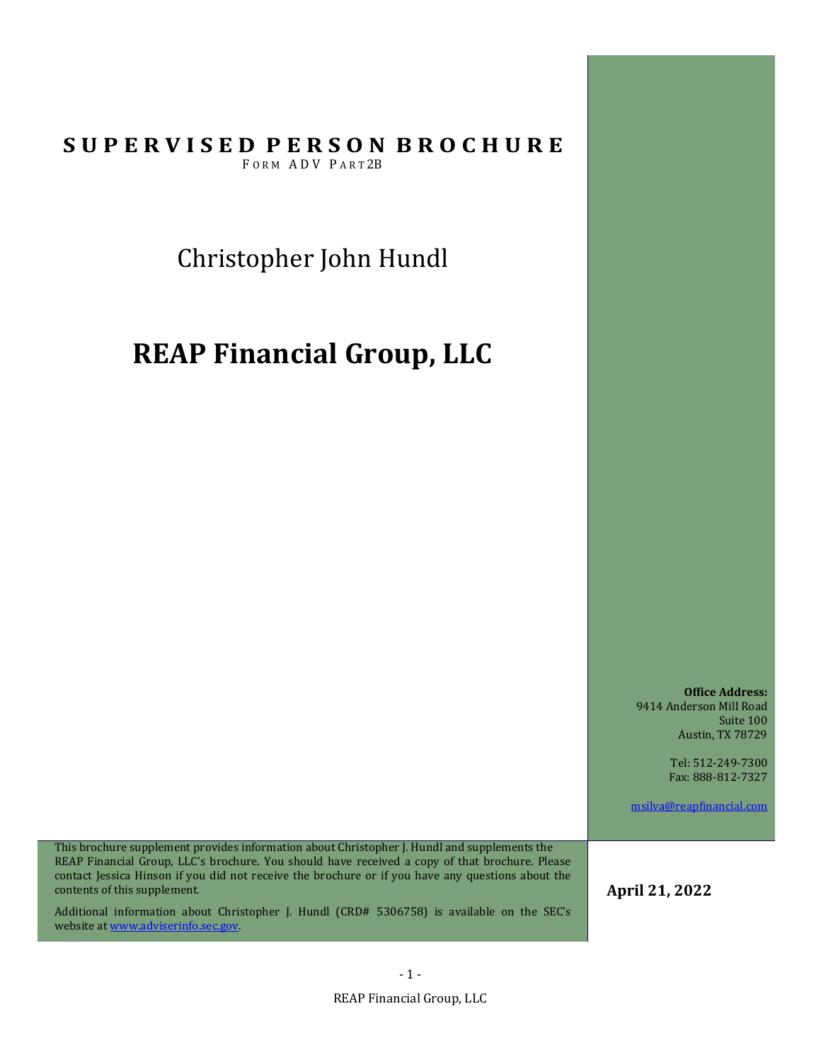# SUPERVISED PERSON BROCHURE

FORM ADV PART2B

Christopher John Hundl

# REAP Financial Group, LLC

**Office Address:**
9414 Anderson Mill Road
Suite 100
Austin, TX 78729

Tel: 512-249-7300
Fax: 888-812-7327

msilva@reapfinancial.com

This brochure supplement provides information about Christopher J. Hundl and supplements the REAP Financial Group, LLC's brochure. You should have received a copy of that brochure. Please contact Jessica Hinson if you did not receive the brochure or if you have any questions about the contents of this supplement.

Additional information about Christopher J. Hundl (CRD# 5306758) is available on the SEC's website at www.adviserinfo.sec.gov.

**April 21, 2022**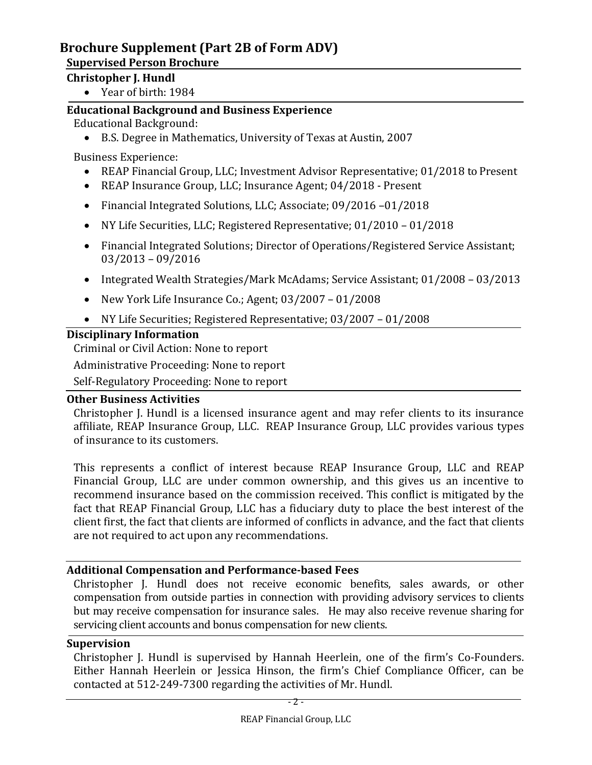# Brochure Supplement (Part 2B of Form ADV)

## Supervised Person Brochure

### Christopher J. Hundl

- Year of birth: 1984

### Educational Background and Business Experience

Educational Background:

- B.S. Degree in Mathematics, University of Texas at Austin, 2007

Business Experience:

- REAP Financial Group, LLC; Investment Advisor Representative; 01/2018 to Present
- REAP Insurance Group, LLC; Insurance Agent; 04/2018 - Present
- Financial Integrated Solutions, LLC; Associate; 09/2016 –01/2018
- NY Life Securities, LLC; Registered Representative; 01/2010 – 01/2018
- Financial Integrated Solutions; Director of Operations/Registered Service Assistant; 03/2013 – 09/2016
- Integrated Wealth Strategies/Mark McAdams; Service Assistant; 01/2008 – 03/2013
- New York Life Insurance Co.; Agent; 03/2007 – 01/2008
- NY Life Securities; Registered Representative; 03/2007 – 01/2008

### Disciplinary Information

Criminal or Civil Action: None to report

Administrative Proceeding: None to report

Self-Regulatory Proceeding: None to report

### Other Business Activities

Christopher J. Hundl is a licensed insurance agent and may refer clients to its insurance affiliate, REAP Insurance Group, LLC. REAP Insurance Group, LLC provides various types of insurance to its customers.

This represents a conflict of interest because REAP Insurance Group, LLC and REAP Financial Group, LLC are under common ownership, and this gives us an incentive to recommend insurance based on the commission received. This conflict is mitigated by the fact that REAP Financial Group, LLC has a fiduciary duty to place the best interest of the client first, the fact that clients are informed of conflicts in advance, and the fact that clients are not required to act upon any recommendations.

### Additional Compensation and Performance-based Fees

Christopher J. Hundl does not receive economic benefits, sales awards, or other compensation from outside parties in connection with providing advisory services to clients but may receive compensation for insurance sales. He may also receive revenue sharing for servicing client accounts and bonus compensation for new clients.

### Supervision

Christopher J. Hundl is supervised by Hannah Heerlein, one of the firm's Co-Founders. Either Hannah Heerlein or Jessica Hinson, the firm's Chief Compliance Officer, can be contacted at 512-249-7300 regarding the activities of Mr. Hundl.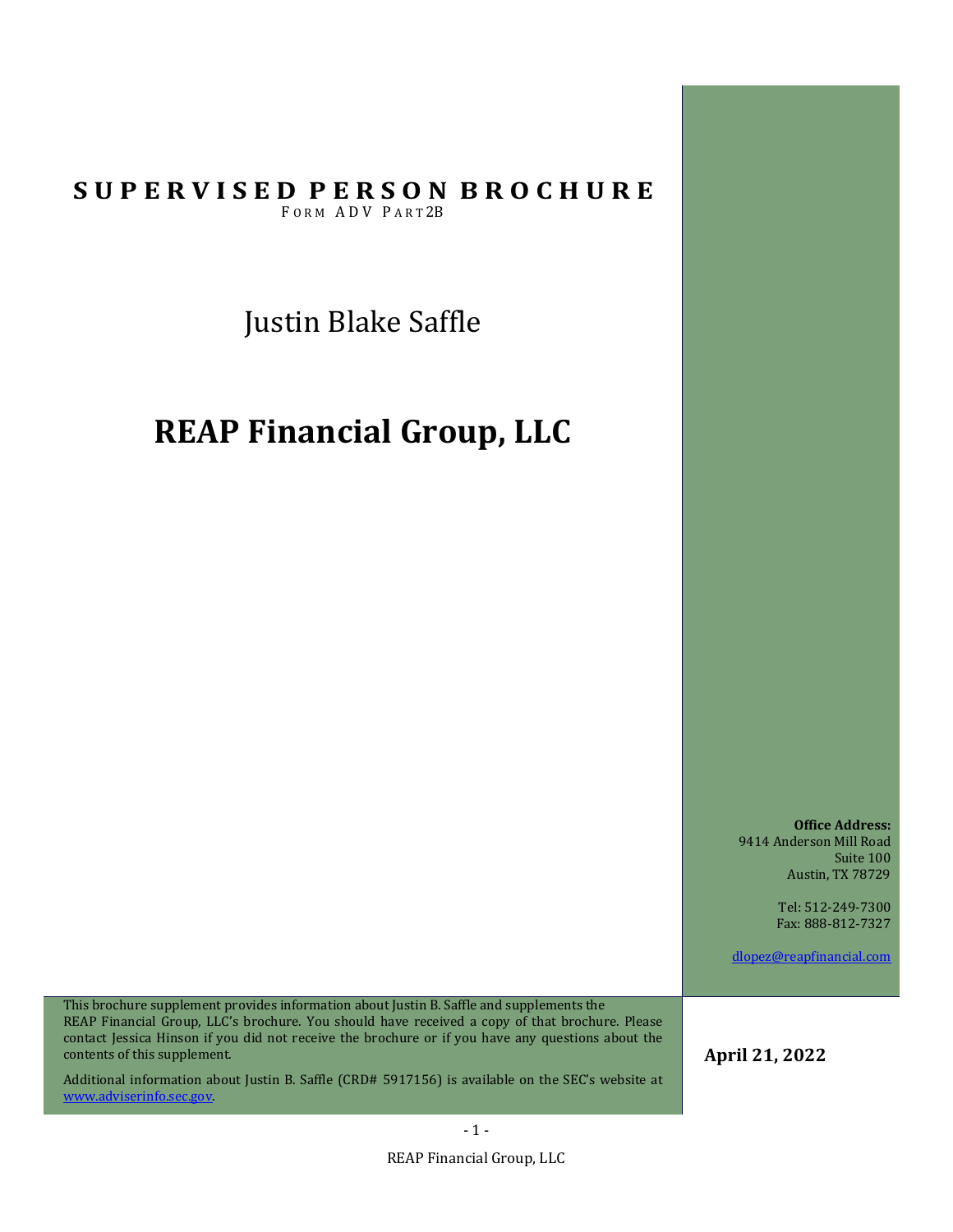# SUPERVISED PERSON BROCHURE

FORM ADV PART 2B

Justin Blake Saffle

# REAP Financial Group, LLC

**Office Address:**
9414 Anderson Mill Road
Suite 100
Austin, TX 78729

Tel: 512-249-7300
Fax: 888-812-7327

dlopez@reapfinancial.com

This brochure supplement provides information about Justin B. Saffle and supplements the REAP Financial Group, LLC's brochure. You should have received a copy of that brochure. Please contact Jessica Hinson if you did not receive the brochure or if you have any questions about the contents of this supplement.

Additional information about Justin B. Saffle (CRD# 5917156) is available on the SEC's website at www.adviserinfo.sec.gov.

**April 21, 2022**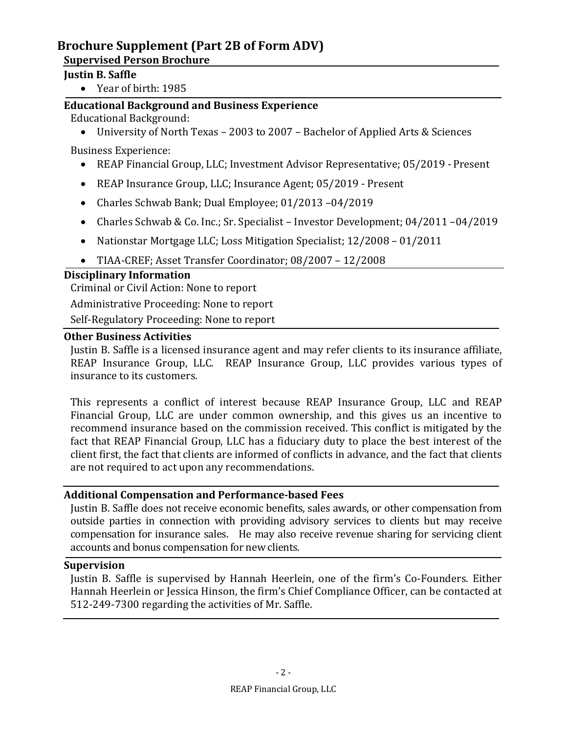# Brochure Supplement (Part 2B of Form ADV)

## Supervised Person Brochure

### Justin B. Saffle

- Year of birth: 1985

### Educational Background and Business Experience

Educational Background:

- University of North Texas – 2003 to 2007 – Bachelor of Applied Arts & Sciences

Business Experience:

- REAP Financial Group, LLC; Investment Advisor Representative; 05/2019 - Present
- REAP Insurance Group, LLC; Insurance Agent; 05/2019 - Present
- Charles Schwab Bank; Dual Employee; 01/2013 –04/2019
- Charles Schwab & Co. Inc.; Sr. Specialist – Investor Development; 04/2011 –04/2019
- Nationstar Mortgage LLC; Loss Mitigation Specialist; 12/2008 – 01/2011
- TIAA-CREF; Asset Transfer Coordinator; 08/2007 – 12/2008

### Disciplinary Information

Criminal or Civil Action: None to report

Administrative Proceeding: None to report

Self-Regulatory Proceeding: None to report

### Other Business Activities

Justin B. Saffle is a licensed insurance agent and may refer clients to its insurance affiliate, REAP Insurance Group, LLC. REAP Insurance Group, LLC provides various types of insurance to its customers.

This represents a conflict of interest because REAP Insurance Group, LLC and REAP Financial Group, LLC are under common ownership, and this gives us an incentive to recommend insurance based on the commission received. This conflict is mitigated by the fact that REAP Financial Group, LLC has a fiduciary duty to place the best interest of the client first, the fact that clients are informed of conflicts in advance, and the fact that clients are not required to act upon any recommendations.

### Additional Compensation and Performance-based Fees

Justin B. Saffle does not receive economic benefits, sales awards, or other compensation from outside parties in connection with providing advisory services to clients but may receive compensation for insurance sales. He may also receive revenue sharing for servicing client accounts and bonus compensation for new clients.

### Supervision

Justin B. Saffle is supervised by Hannah Heerlein, one of the firm's Co-Founders. Either Hannah Heerlein or Jessica Hinson, the firm's Chief Compliance Officer, can be contacted at 512-249-7300 regarding the activities of Mr. Saffle.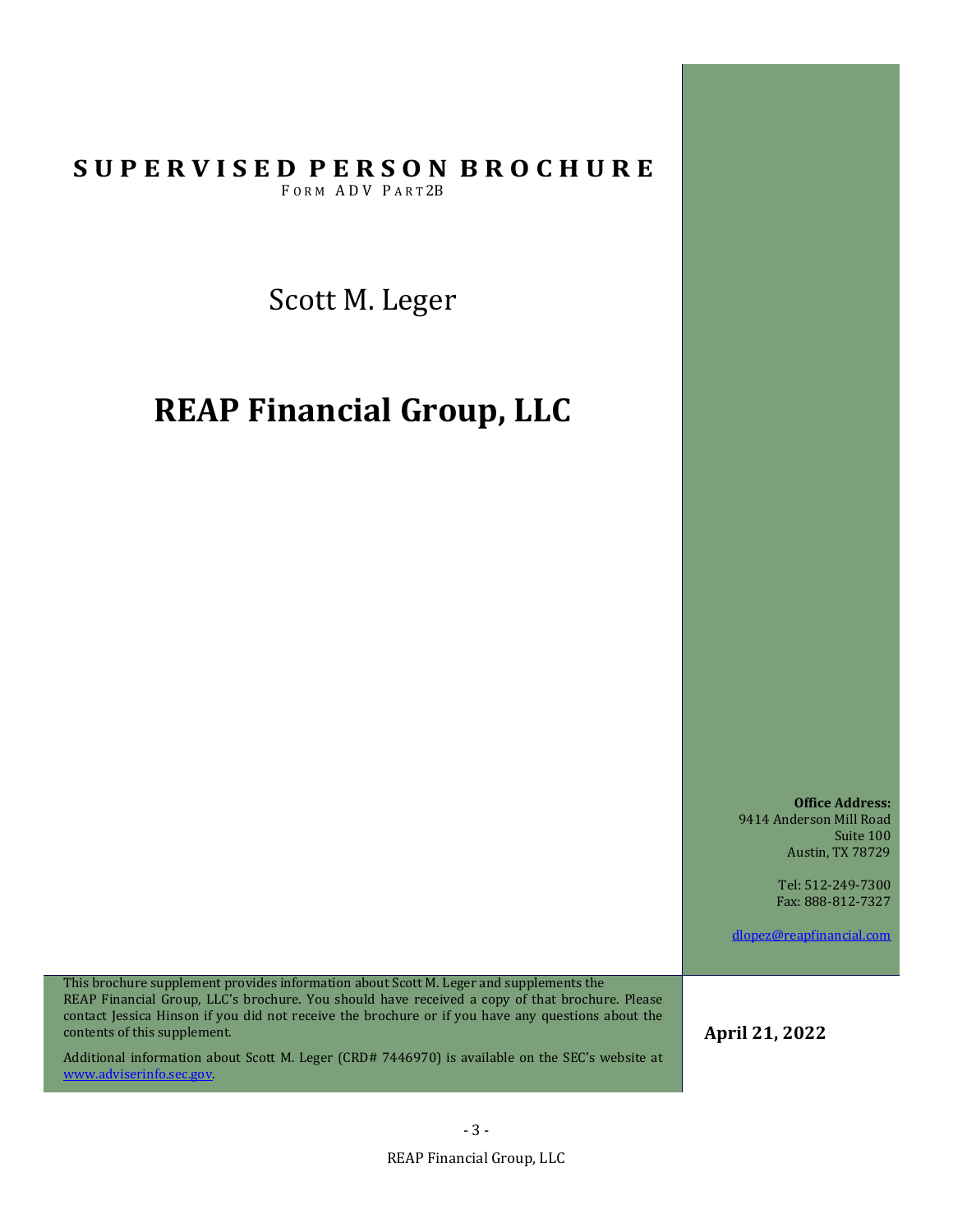# SUPERVISED PERSON BROCHURE

FORM ADV PART 2B

## Scott M. Leger

# REAP Financial Group, LLC

**Office Address:**
9414 Anderson Mill Road
Suite 100
Austin, TX 78729

Tel: 512-249-7300
Fax: 888-812-7327

dlopez@reapfinancial.com

This brochure supplement provides information about Scott M. Leger and supplements the REAP Financial Group, LLC's brochure. You should have received a copy of that brochure. Please contact Jessica Hinson if you did not receive the brochure or if you have any questions about the contents of this supplement.

Additional information about Scott M. Leger (CRD# 7446970) is available on the SEC's website at www.adviserinfo.sec.gov.

**April 21, 2022**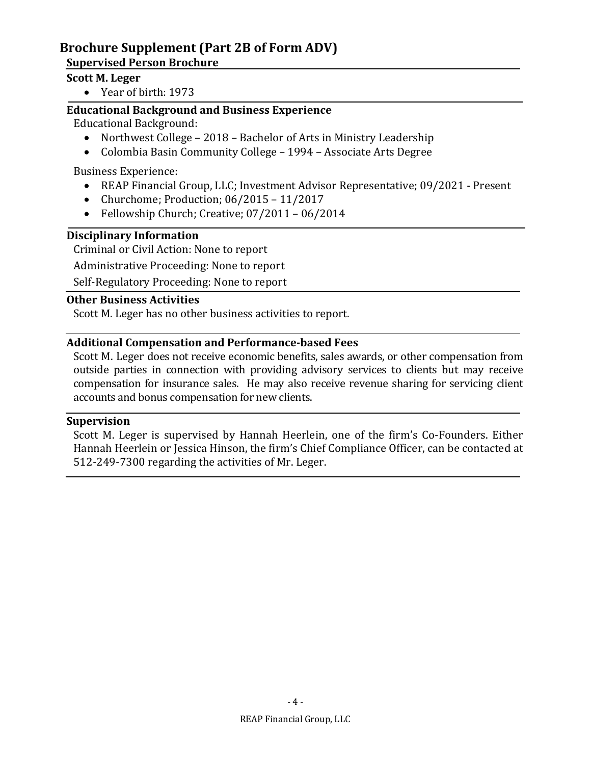# Brochure Supplement (Part 2B of Form ADV)

## Supervised Person Brochure

### Scott M. Leger

- Year of birth: 1973

### Educational Background and Business Experience

Educational Background:

- Northwest College – 2018 – Bachelor of Arts in Ministry Leadership
- Colombia Basin Community College – 1994 – Associate Arts Degree

Business Experience:

- REAP Financial Group, LLC; Investment Advisor Representative; 09/2021 - Present
- Churchome; Production; 06/2015 – 11/2017
- Fellowship Church; Creative; 07/2011 – 06/2014

### Disciplinary Information

Criminal or Civil Action: None to report

Administrative Proceeding: None to report

Self-Regulatory Proceeding: None to report

### Other Business Activities

Scott M. Leger has no other business activities to report.

### Additional Compensation and Performance-based Fees

Scott M. Leger does not receive economic benefits, sales awards, or other compensation from outside parties in connection with providing advisory services to clients but may receive compensation for insurance sales. He may also receive revenue sharing for servicing client accounts and bonus compensation for new clients.

### Supervision

Scott M. Leger is supervised by Hannah Heerlein, one of the firm's Co-Founders. Either Hannah Heerlein or Jessica Hinson, the firm's Chief Compliance Officer, can be contacted at 512-249-7300 regarding the activities of Mr. Leger.